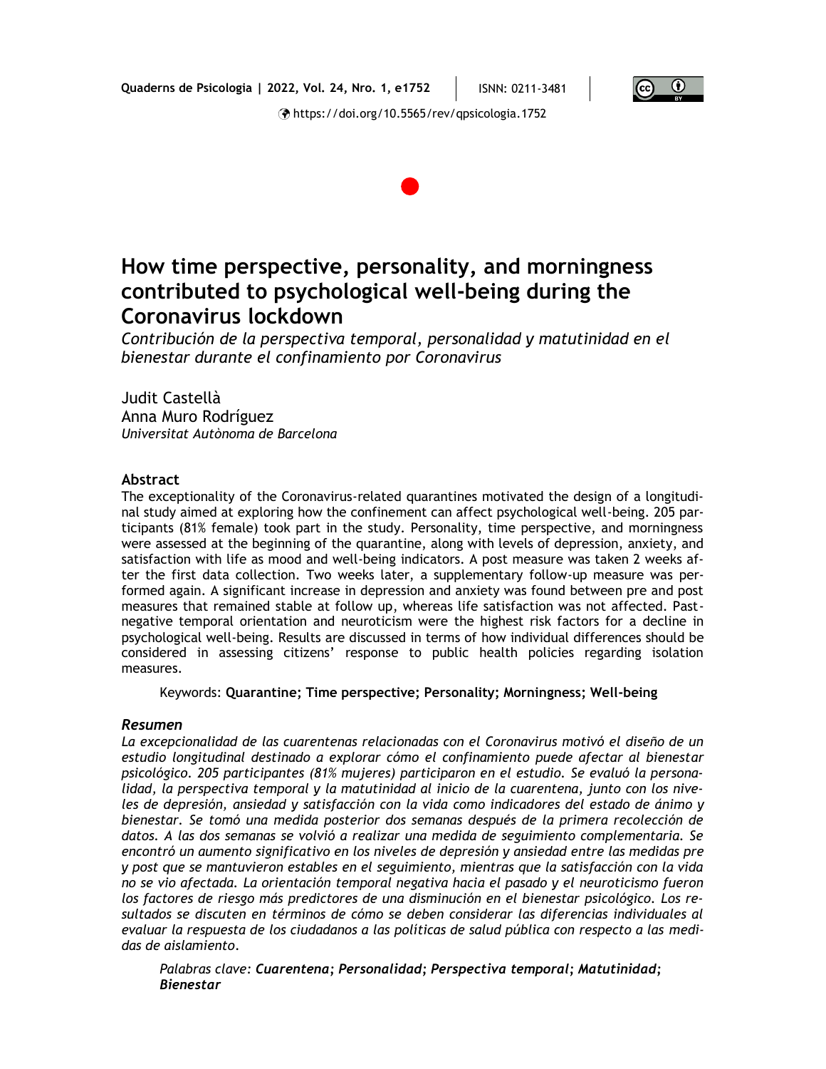# How time perspective, personality, and morningness contributed to psychological well-being during the Coronavirus lockdown

*Contribución de la perspectiva temporal, personalidad y matutinidad en el bienestar durante el confinamiento por Coronavirus*

Judit Castellà
Anna Muro Rodríguez
*Universitat Autònoma de Barcelona*

## Abstract

The exceptionality of the Coronavirus-related quarantines motivated the design of a longitudinal study aimed at exploring how the confinement can affect psychological well-being. 205 participants (81% female) took part in the study. Personality, time perspective, and morningness were assessed at the beginning of the quarantine, along with levels of depression, anxiety, and satisfaction with life as mood and well-being indicators. A post measure was taken 2 weeks after the first data collection. Two weeks later, a supplementary follow-up measure was performed again. A significant increase in depression and anxiety was found between pre and post measures that remained stable at follow up, whereas life satisfaction was not affected. Past-negative temporal orientation and neuroticism were the highest risk factors for a decline in psychological well-being. Results are discussed in terms of how individual differences should be considered in assessing citizens' response to public health policies regarding isolation measures.

Keywords: **Quarantine; Time perspective; Personality; Morningness; Well-being**

## *Resumen*

*La excepcionalidad de las cuarentenas relacionadas con el Coronavirus motivó el diseño de un estudio longitudinal destinado a explorar cómo el confinamiento puede afectar al bienestar psicológico. 205 participantes (81% mujeres) participaron en el estudio. Se evaluó la personalidad, la perspectiva temporal y la matutinidad al inicio de la cuarentena, junto con los niveles de depresión, ansiedad y satisfacción con la vida como indicadores del estado de ánimo y bienestar. Se tomó una medida posterior dos semanas después de la primera recolección de datos. A las dos semanas se volvió a realizar una medida de seguimiento complementaria. Se encontró un aumento significativo en los niveles de depresión y ansiedad entre las medidas pre y post que se mantuvieron estables en el seguimiento, mientras que la satisfacción con la vida no se vio afectada. La orientación temporal negativa hacia el pasado y el neuroticismo fueron los factores de riesgo más predictores de una disminución en el bienestar psicológico. Los resultados se discuten en términos de cómo se deben considerar las diferencias individuales al evaluar la respuesta de los ciudadanos a las políticas de salud pública con respecto a las medidas de aislamiento.*

*Palabras clave:* ***Cuarentena; Personalidad; Perspectiva temporal; Matutinidad; Bienestar***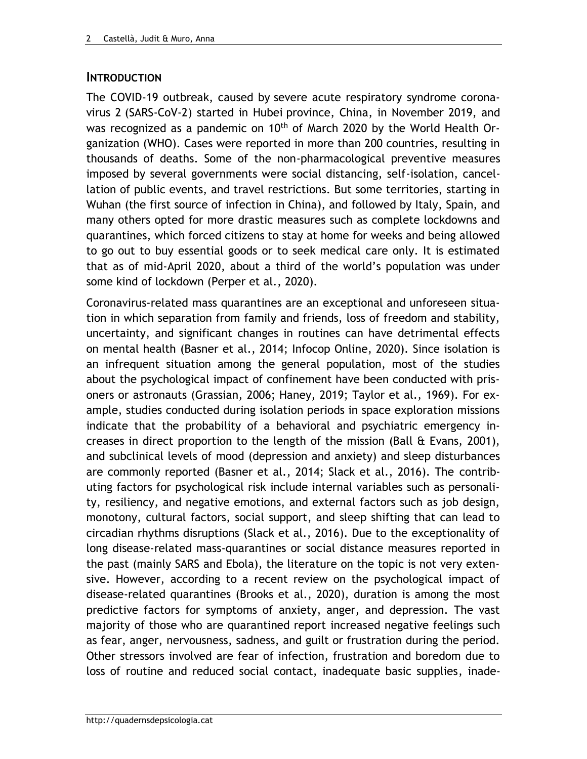## INTRODUCTION

The COVID-19 outbreak, caused by severe acute respiratory syndrome coronavirus 2 (SARS-CoV-2) started in Hubei province, China, in November 2019, and was recognized as a pandemic on 10th of March 2020 by the World Health Organization (WHO). Cases were reported in more than 200 countries, resulting in thousands of deaths. Some of the non-pharmacological preventive measures imposed by several governments were social distancing, self-isolation, cancellation of public events, and travel restrictions. But some territories, starting in Wuhan (the first source of infection in China), and followed by Italy, Spain, and many others opted for more drastic measures such as complete lockdowns and quarantines, which forced citizens to stay at home for weeks and being allowed to go out to buy essential goods or to seek medical care only. It is estimated that as of mid-April 2020, about a third of the world's population was under some kind of lockdown (Perper et al., 2020).

Coronavirus-related mass quarantines are an exceptional and unforeseen situation in which separation from family and friends, loss of freedom and stability, uncertainty, and significant changes in routines can have detrimental effects on mental health (Basner et al., 2014; Infocop Online, 2020). Since isolation is an infrequent situation among the general population, most of the studies about the psychological impact of confinement have been conducted with prisoners or astronauts (Grassian, 2006; Haney, 2019; Taylor et al., 1969). For example, studies conducted during isolation periods in space exploration missions indicate that the probability of a behavioral and psychiatric emergency increases in direct proportion to the length of the mission (Ball & Evans, 2001), and subclinical levels of mood (depression and anxiety) and sleep disturbances are commonly reported (Basner et al., 2014; Slack et al., 2016). The contributing factors for psychological risk include internal variables such as personality, resiliency, and negative emotions, and external factors such as job design, monotony, cultural factors, social support, and sleep shifting that can lead to circadian rhythms disruptions (Slack et al., 2016). Due to the exceptionality of long disease-related mass-quarantines or social distance measures reported in the past (mainly SARS and Ebola), the literature on the topic is not very extensive. However, according to a recent review on the psychological impact of disease-related quarantines (Brooks et al., 2020), duration is among the most predictive factors for symptoms of anxiety, anger, and depression. The vast majority of those who are quarantined report increased negative feelings such as fear, anger, nervousness, sadness, and guilt or frustration during the period. Other stressors involved are fear of infection, frustration and boredom due to loss of routine and reduced social contact, inadequate basic supplies, inade-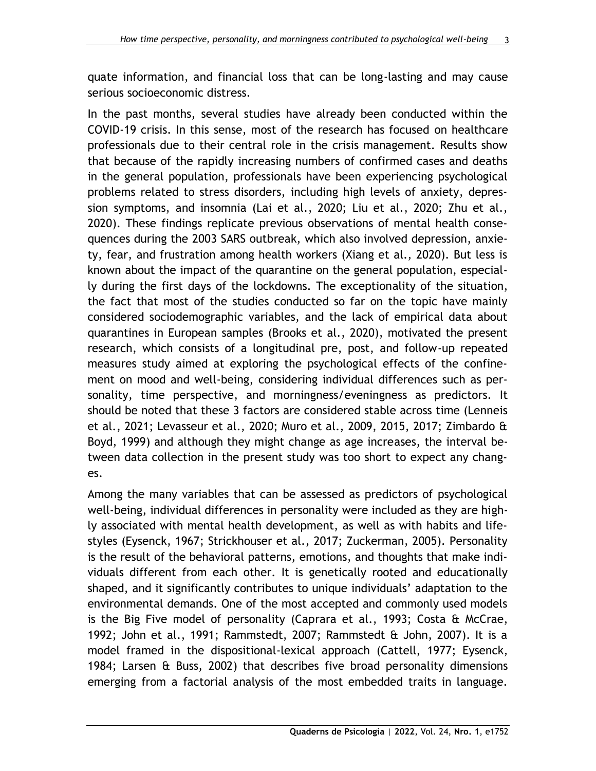quate information, and financial loss that can be long-lasting and may cause serious socioeconomic distress.

In the past months, several studies have already been conducted within the COVID-19 crisis. In this sense, most of the research has focused on healthcare professionals due to their central role in the crisis management. Results show that because of the rapidly increasing numbers of confirmed cases and deaths in the general population, professionals have been experiencing psychological problems related to stress disorders, including high levels of anxiety, depression symptoms, and insomnia (Lai et al., 2020; Liu et al., 2020; Zhu et al., 2020). These findings replicate previous observations of mental health consequences during the 2003 SARS outbreak, which also involved depression, anxiety, fear, and frustration among health workers (Xiang et al., 2020). But less is known about the impact of the quarantine on the general population, especially during the first days of the lockdowns. The exceptionality of the situation, the fact that most of the studies conducted so far on the topic have mainly considered sociodemographic variables, and the lack of empirical data about quarantines in European samples (Brooks et al., 2020), motivated the present research, which consists of a longitudinal pre, post, and follow-up repeated measures study aimed at exploring the psychological effects of the confinement on mood and well-being, considering individual differences such as personality, time perspective, and morningness/eveningness as predictors. It should be noted that these 3 factors are considered stable across time (Lenneis et al., 2021; Levasseur et al., 2020; Muro et al., 2009, 2015, 2017; Zimbardo & Boyd, 1999) and although they might change as age increases, the interval between data collection in the present study was too short to expect any changes.

Among the many variables that can be assessed as predictors of psychological well-being, individual differences in personality were included as they are highly associated with mental health development, as well as with habits and lifestyles (Eysenck, 1967; Strickhouser et al., 2017; Zuckerman, 2005). Personality is the result of the behavioral patterns, emotions, and thoughts that make individuals different from each other. It is genetically rooted and educationally shaped, and it significantly contributes to unique individuals' adaptation to the environmental demands. One of the most accepted and commonly used models is the Big Five model of personality (Caprara et al., 1993; Costa & McCrae, 1992; John et al., 1991; Rammstedt, 2007; Rammstedt & John, 2007). It is a model framed in the dispositional-lexical approach (Cattell, 1977; Eysenck, 1984; Larsen & Buss, 2002) that describes five broad personality dimensions emerging from a factorial analysis of the most embedded traits in language.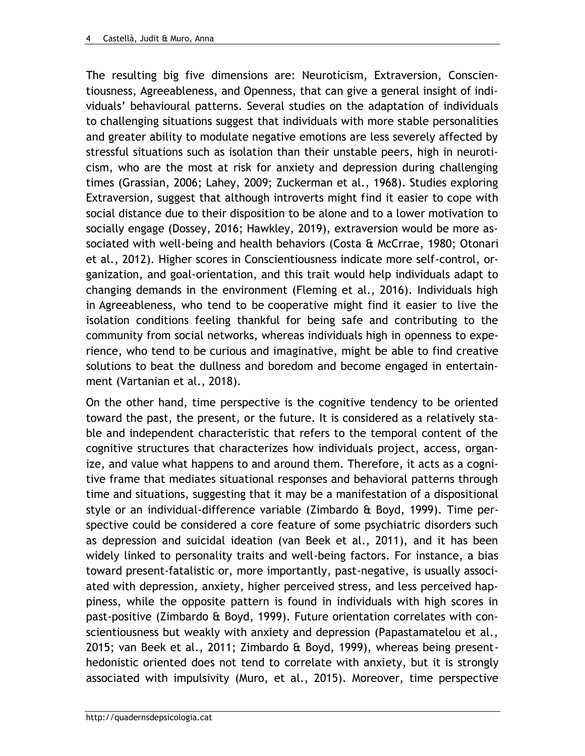The resulting big five dimensions are: Neuroticism, Extraversion, Conscientiousness, Agreeableness, and Openness, that can give a general insight of individuals' behavioural patterns. Several studies on the adaptation of individuals to challenging situations suggest that individuals with more stable personalities and greater ability to modulate negative emotions are less severely affected by stressful situations such as isolation than their unstable peers, high in neuroticism, who are the most at risk for anxiety and depression during challenging times (Grassian, 2006; Lahey, 2009; Zuckerman et al., 1968). Studies exploring Extraversion, suggest that although introverts might find it easier to cope with social distance due to their disposition to be alone and to a lower motivation to socially engage (Dossey, 2016; Hawkley, 2019), extraversion would be more associated with well-being and health behaviors (Costa & McCrrae, 1980; Otonari et al., 2012). Higher scores in Conscientiousness indicate more self-control, organization, and goal-orientation, and this trait would help individuals adapt to changing demands in the environment (Fleming et al., 2016). Individuals high in Agreeableness, who tend to be cooperative might find it easier to live the isolation conditions feeling thankful for being safe and contributing to the community from social networks, whereas individuals high in openness to experience, who tend to be curious and imaginative, might be able to find creative solutions to beat the dullness and boredom and become engaged in entertainment (Vartanian et al., 2018).

On the other hand, time perspective is the cognitive tendency to be oriented toward the past, the present, or the future. It is considered as a relatively stable and independent characteristic that refers to the temporal content of the cognitive structures that characterizes how individuals project, access, organize, and value what happens to and around them. Therefore, it acts as a cognitive frame that mediates situational responses and behavioral patterns through time and situations, suggesting that it may be a manifestation of a dispositional style or an individual-difference variable (Zimbardo & Boyd, 1999). Time perspective could be considered a core feature of some psychiatric disorders such as depression and suicidal ideation (van Beek et al., 2011), and it has been widely linked to personality traits and well-being factors. For instance, a bias toward present-fatalistic or, more importantly, past-negative, is usually associated with depression, anxiety, higher perceived stress, and less perceived happiness, while the opposite pattern is found in individuals with high scores in past-positive (Zimbardo & Boyd, 1999). Future orientation correlates with conscientiousness but weakly with anxiety and depression (Papastamatelou et al., 2015; van Beek et al., 2011; Zimbardo & Boyd, 1999), whereas being present-hedonistic oriented does not tend to correlate with anxiety, but it is strongly associated with impulsivity (Muro, et al., 2015). Moreover, time perspective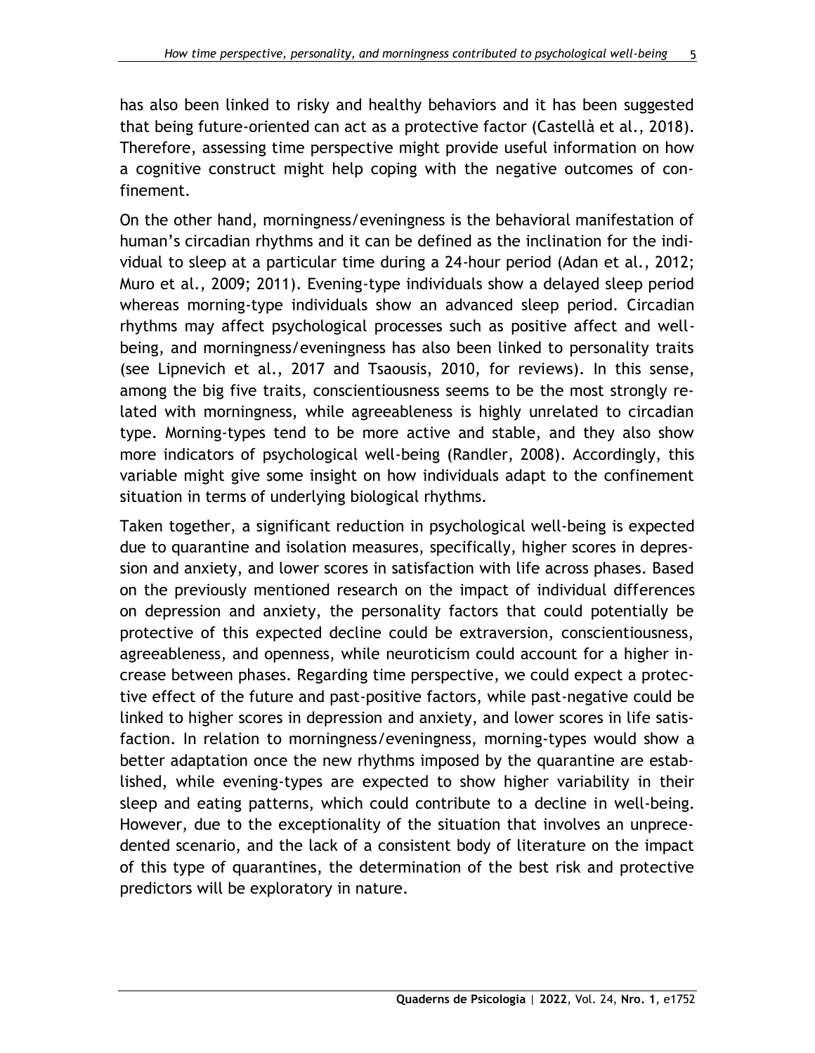has also been linked to risky and healthy behaviors and it has been suggested that being future-oriented can act as a protective factor (Castellà et al., 2018). Therefore, assessing time perspective might provide useful information on how a cognitive construct might help coping with the negative outcomes of confinement.

On the other hand, morningness/eveningness is the behavioral manifestation of human's circadian rhythms and it can be defined as the inclination for the individual to sleep at a particular time during a 24-hour period (Adan et al., 2012; Muro et al., 2009; 2011). Evening-type individuals show a delayed sleep period whereas morning-type individuals show an advanced sleep period. Circadian rhythms may affect psychological processes such as positive affect and well-being, and morningness/eveningness has also been linked to personality traits (see Lipnevich et al., 2017 and Tsaousis, 2010, for reviews). In this sense, among the big five traits, conscientiousness seems to be the most strongly related with morningness, while agreeableness is highly unrelated to circadian type. Morning-types tend to be more active and stable, and they also show more indicators of psychological well-being (Randler, 2008). Accordingly, this variable might give some insight on how individuals adapt to the confinement situation in terms of underlying biological rhythms.

Taken together, a significant reduction in psychological well-being is expected due to quarantine and isolation measures, specifically, higher scores in depression and anxiety, and lower scores in satisfaction with life across phases. Based on the previously mentioned research on the impact of individual differences on depression and anxiety, the personality factors that could potentially be protective of this expected decline could be extraversion, conscientiousness, agreeableness, and openness, while neuroticism could account for a higher increase between phases. Regarding time perspective, we could expect a protective effect of the future and past-positive factors, while past-negative could be linked to higher scores in depression and anxiety, and lower scores in life satisfaction. In relation to morningness/eveningness, morning-types would show a better adaptation once the new rhythms imposed by the quarantine are established, while evening-types are expected to show higher variability in their sleep and eating patterns, which could contribute to a decline in well-being. However, due to the exceptionality of the situation that involves an unprecedented scenario, and the lack of a consistent body of literature on the impact of this type of quarantines, the determination of the best risk and protective predictors will be exploratory in nature.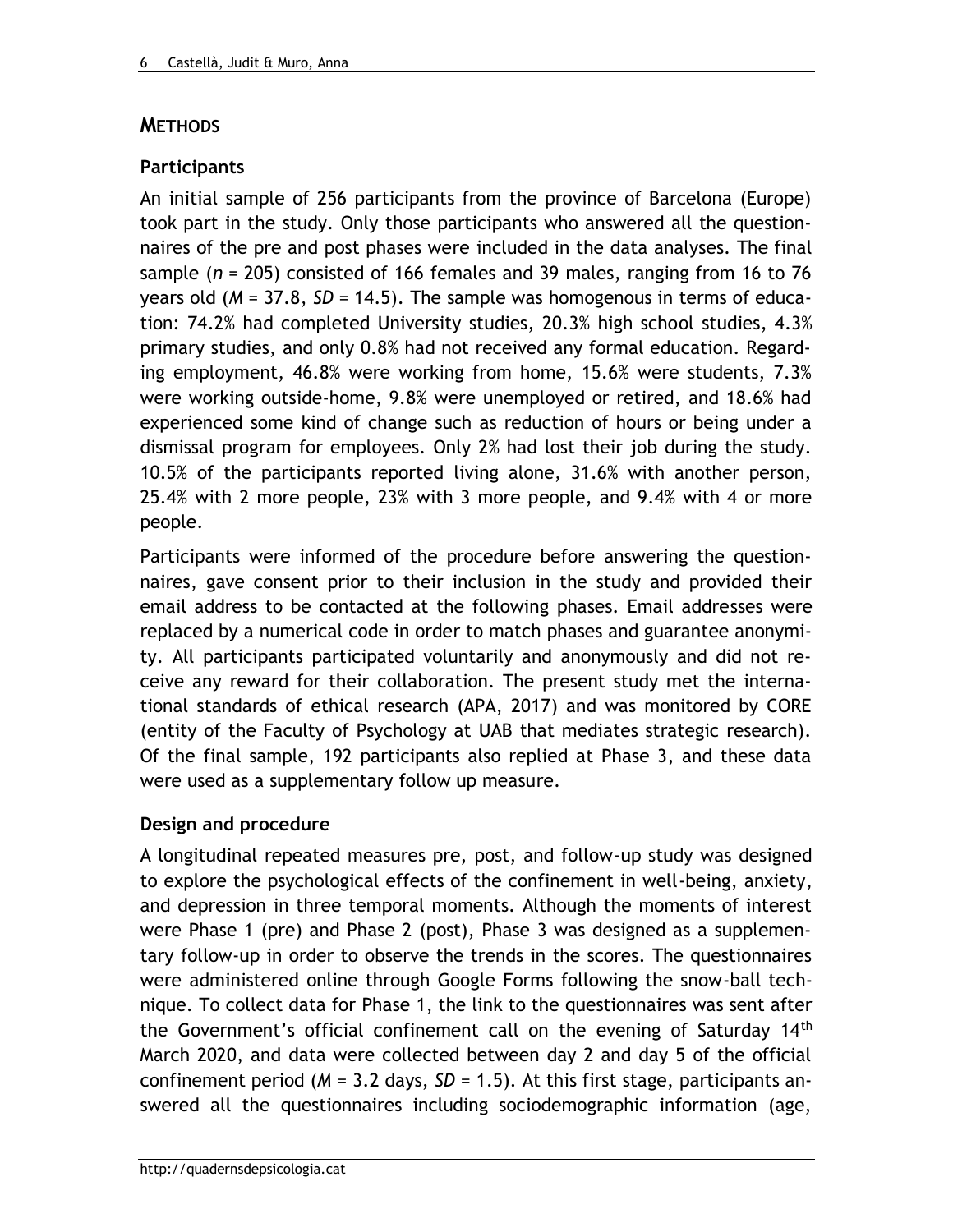## METHODS

### Participants

An initial sample of 256 participants from the province of Barcelona (Europe) took part in the study. Only those participants who answered all the questionnaires of the pre and post phases were included in the data analyses. The final sample ($n$ = 205) consisted of 166 females and 39 males, ranging from 16 to 76 years old ($M$ = 37.8, $SD$ = 14.5). The sample was homogenous in terms of education: 74.2% had completed University studies, 20.3% high school studies, 4.3% primary studies, and only 0.8% had not received any formal education. Regarding employment, 46.8% were working from home, 15.6% were students, 7.3% were working outside-home, 9.8% were unemployed or retired, and 18.6% had experienced some kind of change such as reduction of hours or being under a dismissal program for employees. Only 2% had lost their job during the study. 10.5% of the participants reported living alone, 31.6% with another person, 25.4% with 2 more people, 23% with 3 more people, and 9.4% with 4 or more people.

Participants were informed of the procedure before answering the questionnaires, gave consent prior to their inclusion in the study and provided their email address to be contacted at the following phases. Email addresses were replaced by a numerical code in order to match phases and guarantee anonymity. All participants participated voluntarily and anonymously and did not receive any reward for their collaboration. The present study met the international standards of ethical research (APA, 2017) and was monitored by CORE (entity of the Faculty of Psychology at UAB that mediates strategic research). Of the final sample, 192 participants also replied at Phase 3, and these data were used as a supplementary follow up measure.

### Design and procedure

A longitudinal repeated measures pre, post, and follow-up study was designed to explore the psychological effects of the confinement in well-being, anxiety, and depression in three temporal moments. Although the moments of interest were Phase 1 (pre) and Phase 2 (post), Phase 3 was designed as a supplementary follow-up in order to observe the trends in the scores. The questionnaires were administered online through Google Forms following the snow-ball technique. To collect data for Phase 1, the link to the questionnaires was sent after the Government's official confinement call on the evening of Saturday 14$^{th}$ March 2020, and data were collected between day 2 and day 5 of the official confinement period ($M$ = 3.2 days, $SD$ = 1.5). At this first stage, participants answered all the questionnaires including sociodemographic information (age,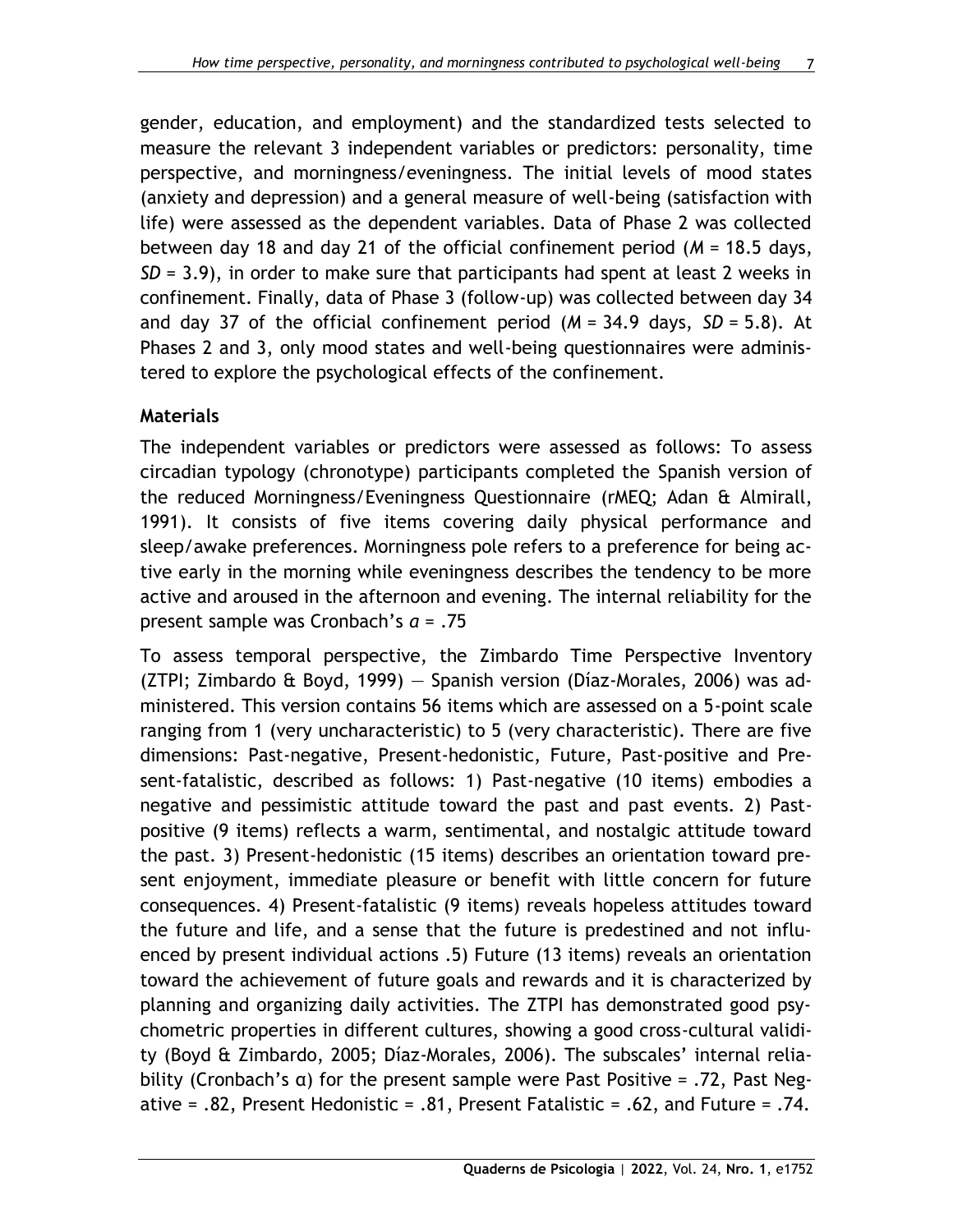gender, education, and employment) and the standardized tests selected to measure the relevant 3 independent variables or predictors: personality, time perspective, and morningness/eveningness. The initial levels of mood states (anxiety and depression) and a general measure of well-being (satisfaction with life) were assessed as the dependent variables. Data of Phase 2 was collected between day 18 and day 21 of the official confinement period ($M$ = 18.5 days, $SD$ = 3.9), in order to make sure that participants had spent at least 2 weeks in confinement. Finally, data of Phase 3 (follow-up) was collected between day 34 and day 37 of the official confinement period ($M$ = 34.9 days, $SD$ = 5.8). At Phases 2 and 3, only mood states and well-being questionnaires were administered to explore the psychological effects of the confinement.

## Materials

The independent variables or predictors were assessed as follows: To assess circadian typology (chronotype) participants completed the Spanish version of the reduced Morningness/Eveningness Questionnaire (rMEQ; Adan & Almirall, 1991). It consists of five items covering daily physical performance and sleep/awake preferences. Morningness pole refers to a preference for being active early in the morning while eveningness describes the tendency to be more active and aroused in the afternoon and evening. The internal reliability for the present sample was Cronbach's $\alpha$ = .75

To assess temporal perspective, the Zimbardo Time Perspective Inventory (ZTPI; Zimbardo & Boyd, 1999) — Spanish version (Díaz-Morales, 2006) was administered. This version contains 56 items which are assessed on a 5-point scale ranging from 1 (very uncharacteristic) to 5 (very characteristic). There are five dimensions: Past-negative, Present-hedonistic, Future, Past-positive and Present-fatalistic, described as follows: 1) Past-negative (10 items) embodies a negative and pessimistic attitude toward the past and past events. 2) Past-positive (9 items) reflects a warm, sentimental, and nostalgic attitude toward the past. 3) Present-hedonistic (15 items) describes an orientation toward present enjoyment, immediate pleasure or benefit with little concern for future consequences. 4) Present-fatalistic (9 items) reveals hopeless attitudes toward the future and life, and a sense that the future is predestined and not influenced by present individual actions .5) Future (13 items) reveals an orientation toward the achievement of future goals and rewards and it is characterized by planning and organizing daily activities. The ZTPI has demonstrated good psychometric properties in different cultures, showing a good cross-cultural validity (Boyd & Zimbardo, 2005; Díaz-Morales, 2006). The subscales' internal reliability (Cronbach's $\alpha$) for the present sample were Past Positive = .72, Past Negative = .82, Present Hedonistic = .81, Present Fatalistic = .62, and Future = .74.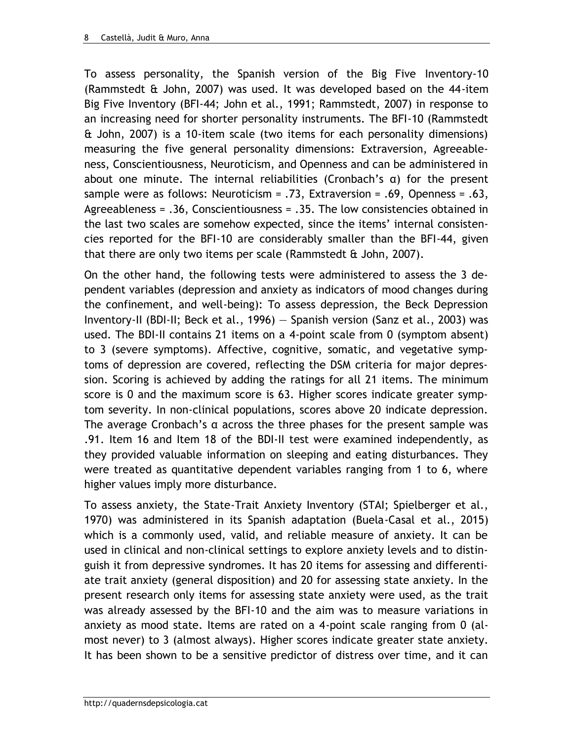To assess personality, the Spanish version of the Big Five Inventory-10 (Rammstedt & John, 2007) was used. It was developed based on the 44-item Big Five Inventory (BFI-44; John et al., 1991; Rammstedt, 2007) in response to an increasing need for shorter personality instruments. The BFI-10 (Rammstedt & John, 2007) is a 10-item scale (two items for each personality dimensions) measuring the five general personality dimensions: Extraversion, Agreeableness, Conscientiousness, Neuroticism, and Openness and can be administered in about one minute. The internal reliabilities (Cronbach's α) for the present sample were as follows: Neuroticism = .73, Extraversion = .69, Openness = .63, Agreeableness = .36, Conscientiousness = .35. The low consistencies obtained in the last two scales are somehow expected, since the items' internal consistencies reported for the BFI-10 are considerably smaller than the BFI-44, given that there are only two items per scale (Rammstedt & John, 2007).

On the other hand, the following tests were administered to assess the 3 dependent variables (depression and anxiety as indicators of mood changes during the confinement, and well-being): To assess depression, the Beck Depression Inventory-II (BDI-II; Beck et al., 1996) — Spanish version (Sanz et al., 2003) was used. The BDI-II contains 21 items on a 4-point scale from 0 (symptom absent) to 3 (severe symptoms). Affective, cognitive, somatic, and vegetative symptoms of depression are covered, reflecting the DSM criteria for major depression. Scoring is achieved by adding the ratings for all 21 items. The minimum score is 0 and the maximum score is 63. Higher scores indicate greater symptom severity. In non-clinical populations, scores above 20 indicate depression. The average Cronbach's α across the three phases for the present sample was .91. Item 16 and Item 18 of the BDI-II test were examined independently, as they provided valuable information on sleeping and eating disturbances. They were treated as quantitative dependent variables ranging from 1 to 6, where higher values imply more disturbance.

To assess anxiety, the State-Trait Anxiety Inventory (STAI; Spielberger et al., 1970) was administered in its Spanish adaptation (Buela-Casal et al., 2015) which is a commonly used, valid, and reliable measure of anxiety. It can be used in clinical and non-clinical settings to explore anxiety levels and to distinguish it from depressive syndromes. It has 20 items for assessing and differentiate trait anxiety (general disposition) and 20 for assessing state anxiety. In the present research only items for assessing state anxiety were used, as the trait was already assessed by the BFI-10 and the aim was to measure variations in anxiety as mood state. Items are rated on a 4-point scale ranging from 0 (almost never) to 3 (almost always). Higher scores indicate greater state anxiety. It has been shown to be a sensitive predictor of distress over time, and it can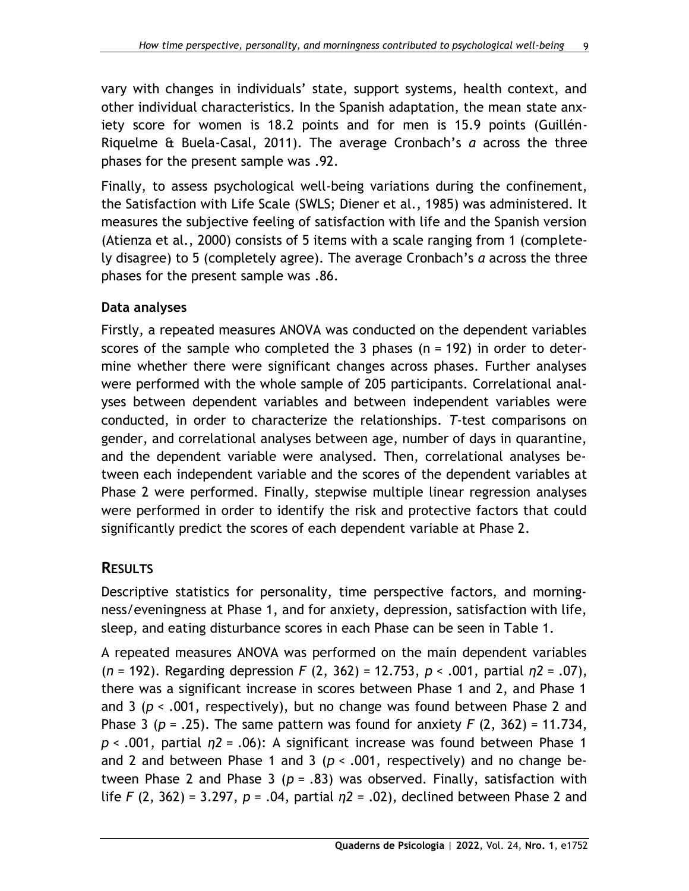vary with changes in individuals' state, support systems, health context, and other individual characteristics. In the Spanish adaptation, the mean state anxiety score for women is 18.2 points and for men is 15.9 points (Guillén-Riquelme & Buela-Casal, 2011). The average Cronbach's *α* across the three phases for the present sample was .92.

Finally, to assess psychological well-being variations during the confinement, the Satisfaction with Life Scale (SWLS; Diener et al., 1985) was administered. It measures the subjective feeling of satisfaction with life and the Spanish version (Atienza et al., 2000) consists of 5 items with a scale ranging from 1 (completely disagree) to 5 (completely agree). The average Cronbach's *α* across the three phases for the present sample was .86.

### Data analyses

Firstly, a repeated measures ANOVA was conducted on the dependent variables scores of the sample who completed the 3 phases ($n = 192$) in order to determine whether there were significant changes across phases. Further analyses were performed with the whole sample of 205 participants. Correlational analyses between dependent variables and between independent variables were conducted, in order to characterize the relationships. *T*-test comparisons on gender, and correlational analyses between age, number of days in quarantine, and the dependent variable were analysed. Then, correlational analyses between each independent variable and the scores of the dependent variables at Phase 2 were performed. Finally, stepwise multiple linear regression analyses were performed in order to identify the risk and protective factors that could significantly predict the scores of each dependent variable at Phase 2.

## RESULTS

Descriptive statistics for personality, time perspective factors, and morningness/eveningness at Phase 1, and for anxiety, depression, satisfaction with life, sleep, and eating disturbance scores in each Phase can be seen in Table 1.

A repeated measures ANOVA was performed on the main dependent variables ($n = 192$). Regarding depression $F$ (2, 362) = 12.753, $p < .001$, partial $\eta 2 = .07$), there was a significant increase in scores between Phase 1 and 2, and Phase 1 and 3 ($p < .001$, respectively), but no change was found between Phase 2 and Phase 3 ($p = .25$). The same pattern was found for anxiety $F$ (2, 362) = 11.734, $p < .001$, partial $\eta 2 = .06$): A significant increase was found between Phase 1 and 2 and between Phase 1 and 3 ($p < .001$, respectively) and no change between Phase 2 and Phase 3 ($p = .83$) was observed. Finally, satisfaction with life $F$ (2, 362) = 3.297, $p = .04$, partial $\eta 2 = .02$), declined between Phase 2 and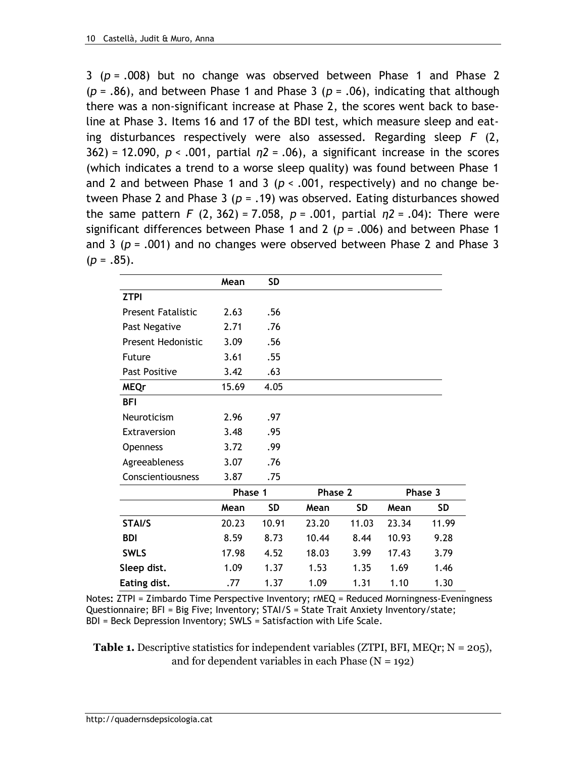3 ($p$ = .008) but no change was observed between Phase 1 and Phase 2 ($p$ = .86), and between Phase 1 and Phase 3 ($p$ = .06), indicating that although there was a non-significant increase at Phase 2, the scores went back to baseline at Phase 3. Items 16 and 17 of the BDI test, which measure sleep and eating disturbances respectively were also assessed. Regarding sleep $F$ (2, 362) = 12.090, $p$ < .001, partial $\eta 2$ = .06), a significant increase in the scores (which indicates a trend to a worse sleep quality) was found between Phase 1 and 2 and between Phase 1 and 3 ($p$ < .001, respectively) and no change between Phase 2 and Phase 3 ($p$ = .19) was observed. Eating disturbances showed the same pattern $F$ (2, 362) = 7.058, $p$ = .001, partial $\eta 2$ = .04): There were significant differences between Phase 1 and 2 ($p$ = .006) and between Phase 1 and 3 ($p$ = .001) and no changes were observed between Phase 2 and Phase 3 ($p$ = .85).

| | Mean | SD | | | | |
|---|---|---|---|---|---|---|
| **ZTPI** | | | | | | |
| Present Fatalistic | 2.63 | .56 | | | | |
| Past Negative | 2.71 | .76 | | | | |
| Present Hedonistic | 3.09 | .56 | | | | |
| Future | 3.61 | .55 | | | | |
| Past Positive | 3.42 | .63 | | | | |
| **MEQr** | 15.69 | 4.05 | | | | |
| **BFI** | | | | | | |
| Neuroticism | 2.96 | .97 | | | | |
| Extraversion | 3.48 | .95 | | | | |
| Openness | 3.72 | .99 | | | | |
| Agreeableness | 3.07 | .76 | | | | |
| Conscientiousness | 3.87 | .75 | | | | |
| | **Phase 1** | | **Phase 2** | | **Phase 3** | |
| | **Mean** | **SD** | **Mean** | **SD** | **Mean** | **SD** |
| **STAI/S** | 20.23 | 10.91 | 23.20 | 11.03 | 23.34 | 11.99 |
| **BDI** | 8.59 | 8.73 | 10.44 | 8.44 | 10.93 | 9.28 |
| **SWLS** | 17.98 | 4.52 | 18.03 | 3.99 | 17.43 | 3.79 |
| **Sleep dist.** | 1.09 | 1.37 | 1.53 | 1.35 | 1.69 | 1.46 |
| **Eating dist.** | .77 | 1.37 | 1.09 | 1.31 | 1.10 | 1.30 |

Notes: ZTPI = Zimbardo Time Perspective Inventory; rMEQ = Reduced Morningness-Eveningness Questionnaire; BFI = Big Five; Inventory; STAI/S = State Trait Anxiety Inventory/state; BDI = Beck Depression Inventory; SWLS = Satisfaction with Life Scale.

**Table 1.** Descriptive statistics for independent variables (ZTPI, BFI, MEQr; N = 205), and for dependent variables in each Phase (N = 192)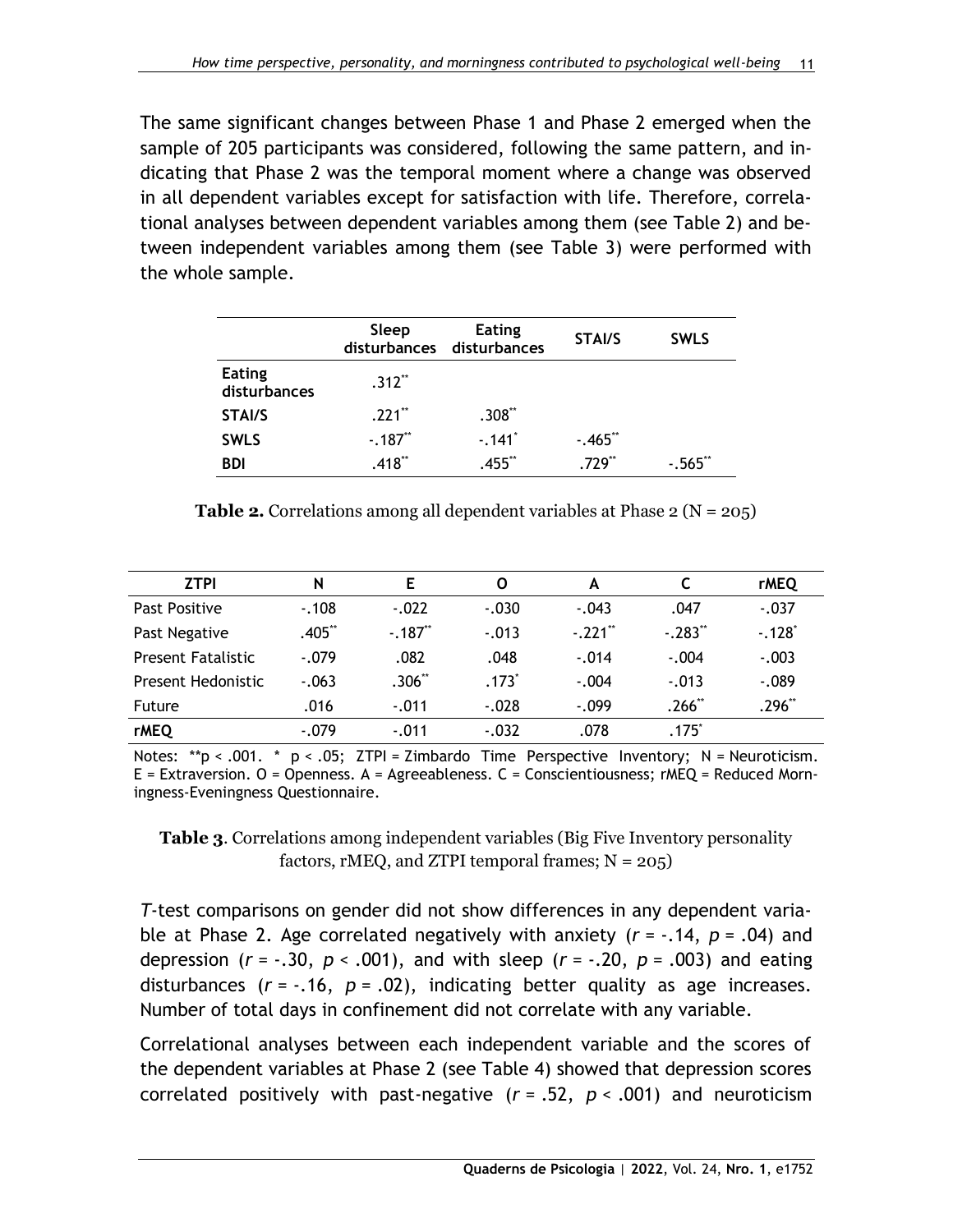The same significant changes between Phase 1 and Phase 2 emerged when the sample of 205 participants was considered, following the same pattern, and indicating that Phase 2 was the temporal moment where a change was observed in all dependent variables except for satisfaction with life. Therefore, correlational analyses between dependent variables among them (see Table 2) and between independent variables among them (see Table 3) were performed with the whole sample.

| | Sleep disturbances | Eating disturbances | STAI/S | SWLS |
|---|---|---|---|---|
| **Eating disturbances** | .312** | | | |
| **STAI/S** | .221** | .308** | | |
| **SWLS** | -.187** | -.141* | -.465** | |
| **BDI** | .418** | .455** | .729** | -.565** |

**Table 2.** Correlations among all dependent variables at Phase 2 (N = 205)

| ZTPI | N | E | O | A | C | rMEQ |
|---|---|---|---|---|---|---|
| Past Positive | -.108 | -.022 | -.030 | -.043 | .047 | -.037 |
| Past Negative | .405** | -.187** | -.013 | -.221** | -.283** | -.128* |
| Present Fatalistic | -.079 | .082 | .048 | -.014 | -.004 | -.003 |
| Present Hedonistic | -.063 | .306** | .173* | -.004 | -.013 | -.089 |
| Future | .016 | -.011 | -.028 | -.099 | .266** | .296** |
| **rMEQ** | -.079 | -.011 | -.032 | .078 | .175* | |

Notes: **p < .001. * p < .05; ZTPI = Zimbardo Time Perspective Inventory; N = Neuroticism. E = Extraversion. O = Openness. A = Agreeableness. C = Conscientiousness; rMEQ = Reduced Morningness-Eveningness Questionnaire.

**Table 3**. Correlations among independent variables (Big Five Inventory personality factors, rMEQ, and ZTPI temporal frames; N = 205)

*T*-test comparisons on gender did not show differences in any dependent variable at Phase 2. Age correlated negatively with anxiety ($r = -.14$, $p = .04$) and depression ($r = -.30$, $p < .001$), and with sleep ($r = -.20$, $p = .003$) and eating disturbances ($r = -.16$, $p = .02$), indicating better quality as age increases. Number of total days in confinement did not correlate with any variable.

Correlational analyses between each independent variable and the scores of the dependent variables at Phase 2 (see Table 4) showed that depression scores correlated positively with past-negative ($r = .52$, $p < .001$) and neuroticism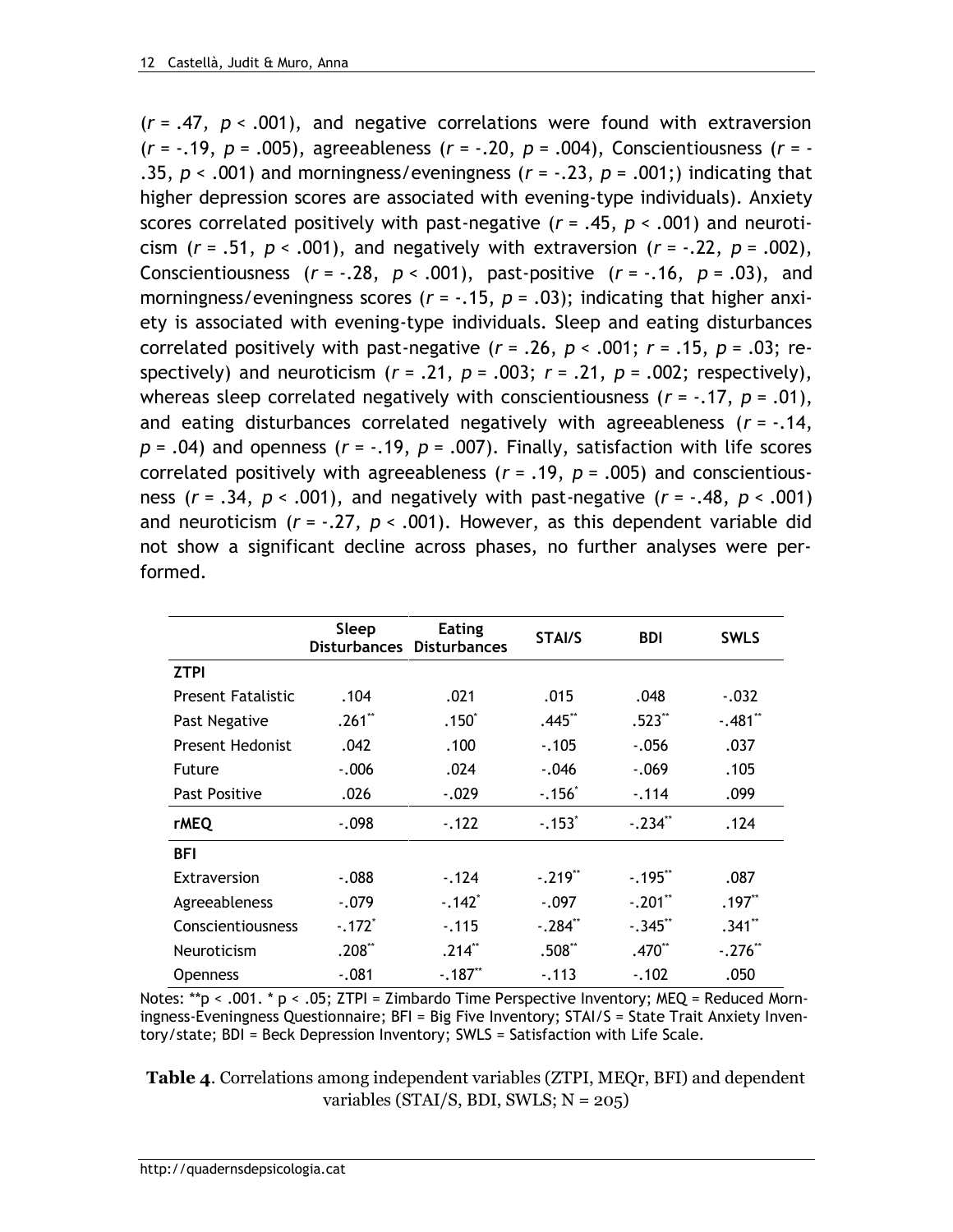($r$ = .47, $p$ < .001), and negative correlations were found with extraversion ($r$ = -.19, $p$ = .005), agreeableness ($r$ = -.20, $p$ = .004), Conscientiousness ($r$ = -.35, $p$ < .001) and morningness/eveningness ($r$ = -.23, $p$ = .001;) indicating that higher depression scores are associated with evening-type individuals). Anxiety scores correlated positively with past-negative ($r$ = .45, $p$ < .001) and neuroticism ($r$ = .51, $p$ < .001), and negatively with extraversion ($r$ = -.22, $p$ = .002), Conscientiousness ($r$ = -.28, $p$ < .001), past-positive ($r$ = -.16, $p$ = .03), and morningness/eveningness scores ($r$ = -.15, $p$ = .03); indicating that higher anxiety is associated with evening-type individuals. Sleep and eating disturbances correlated positively with past-negative ($r$ = .26, $p$ < .001; $r$ = .15, $p$ = .03; respectively) and neuroticism ($r$ = .21, $p$ = .003; $r$ = .21, $p$ = .002; respectively), whereas sleep correlated negatively with conscientiousness ($r$ = -.17, $p$ = .01), and eating disturbances correlated negatively with agreeableness ($r$ = -.14, $p$ = .04) and openness ($r$ = -.19, $p$ = .007). Finally, satisfaction with life scores correlated positively with agreeableness ($r$ = .19, $p$ = .005) and conscientiousness ($r$ = .34, $p$ < .001), and negatively with past-negative ($r$ = -.48, $p$ < .001) and neuroticism ($r$ = -.27, $p$ < .001). However, as this dependent variable did not show a significant decline across phases, no further analyses were performed.

| | Sleep Disturbances | Eating Disturbances | STAI/S | BDI | SWLS |
|---|---|---|---|---|---|
| **ZTPI** | | | | | |
| Present Fatalistic | .104 | .021 | .015 | .048 | -.032 |
| Past Negative | .261** | .150* | .445** | .523** | -.481** |
| Present Hedonist | .042 | .100 | -.105 | -.056 | .037 |
| Future | -.006 | .024 | -.046 | -.069 | .105 |
| Past Positive | .026 | -.029 | -.156* | -.114 | .099 |
| **rMEQ** | -.098 | -.122 | -.153* | -.234** | .124 |
| **BFI** | | | | | |
| Extraversion | -.088 | -.124 | -.219** | -.195** | .087 |
| Agreeableness | -.079 | -.142* | -.097 | -.201** | .197** |
| Conscientiousness | -.172* | -.115 | -.284** | -.345** | .341** |
| Neuroticism | .208** | .214** | .508** | .470** | -.276** |
| Openness | -.081 | -.187** | -.113 | -.102 | .050 |

Notes: **p < .001. * p < .05; ZTPI = Zimbardo Time Perspective Inventory; MEQ = Reduced Morningness-Eveningness Questionnaire; BFI = Big Five Inventory; STAI/S = State Trait Anxiety Inventory/state; BDI = Beck Depression Inventory; SWLS = Satisfaction with Life Scale.

**Table 4**. Correlations among independent variables (ZTPI, MEQr, BFI) and dependent variables (STAI/S, BDI, SWLS; N = 205)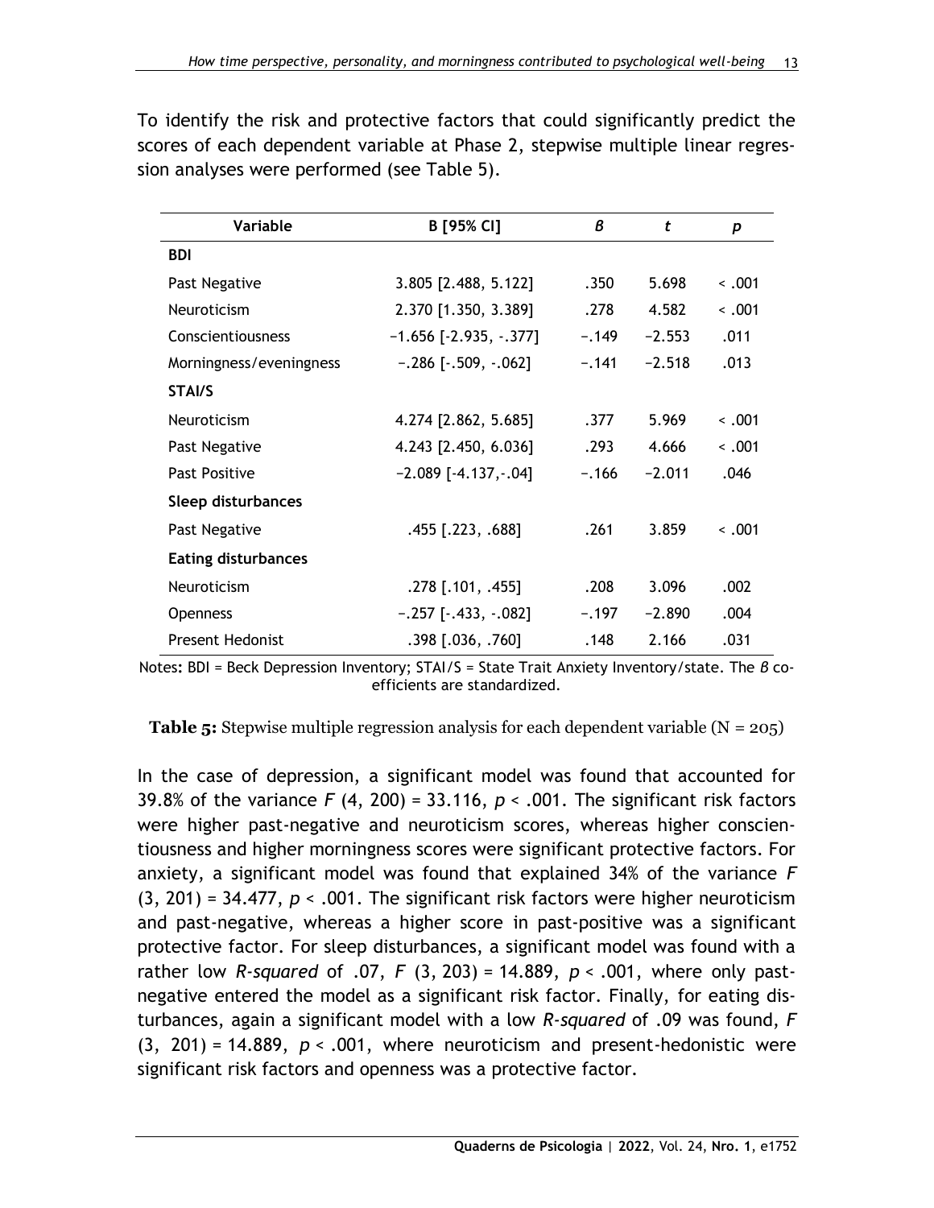To identify the risk and protective factors that could significantly predict the scores of each dependent variable at Phase 2, stepwise multiple linear regression analyses were performed (see Table 5).

| Variable | B [95% CI] | *β* | *t* | *p* |
|---|---|---|---|---|
| **BDI** | | | | |
| Past Negative | 3.805 [2.488, 5.122] | .350 | 5.698 | < .001 |
| Neuroticism | 2.370 [1.350, 3.389] | .278 | 4.582 | < .001 |
| Conscientiousness | −1.656 [-2.935, -.377] | −.149 | −2.553 | .011 |
| Morningness/eveningness | −.286 [-.509, -.062] | −.141 | −2.518 | .013 |
| **STAI/S** | | | | |
| Neuroticism | 4.274 [2.862, 5.685] | .377 | 5.969 | < .001 |
| Past Negative | 4.243 [2.450, 6.036] | .293 | 4.666 | < .001 |
| Past Positive | −2.089 [-4.137,-.04] | −.166 | −2.011 | .046 |
| **Sleep disturbances** | | | | |
| Past Negative | .455 [.223, .688] | .261 | 3.859 | < .001 |
| **Eating disturbances** | | | | |
| Neuroticism | .278 [.101, .455] | .208 | 3.096 | .002 |
| Openness | −.257 [-.433, -.082] | −.197 | −2.890 | .004 |
| Present Hedonist | .398 [.036, .760] | .148 | 2.166 | .031 |

Notes: BDI = Beck Depression Inventory; STAI/S = State Trait Anxiety Inventory/state. The *β* coefficients are standardized.

**Table 5:** Stepwise multiple regression analysis for each dependent variable (N = 205)

In the case of depression, a significant model was found that accounted for 39.8% of the variance $F$ (4, 200) = 33.116, $p < .001$. The significant risk factors were higher past-negative and neuroticism scores, whereas higher conscientiousness and higher morningness scores were significant protective factors. For anxiety, a significant model was found that explained 34% of the variance $F$ (3, 201) = 34.477, $p < .001$. The significant risk factors were higher neuroticism and past-negative, whereas a higher score in past-positive was a significant protective factor. For sleep disturbances, a significant model was found with a rather low *R-squared* of .07, $F$ (3, 203) = 14.889, $p < .001$, where only past-negative entered the model as a significant risk factor. Finally, for eating disturbances, again a significant model with a low *R-squared* of .09 was found, $F$ (3, 201) = 14.889, $p < .001$, where neuroticism and present-hedonistic were significant risk factors and openness was a protective factor.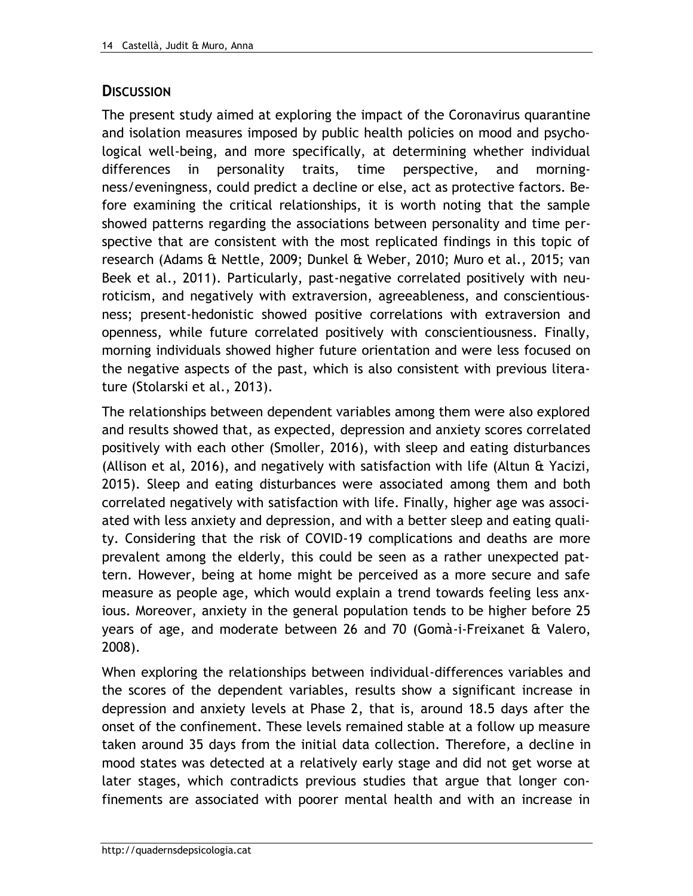## DISCUSSION

The present study aimed at exploring the impact of the Coronavirus quarantine and isolation measures imposed by public health policies on mood and psychological well-being, and more specifically, at determining whether individual differences in personality traits, time perspective, and morningness/eveningness, could predict a decline or else, act as protective factors. Before examining the critical relationships, it is worth noting that the sample showed patterns regarding the associations between personality and time perspective that are consistent with the most replicated findings in this topic of research (Adams & Nettle, 2009; Dunkel & Weber, 2010; Muro et al., 2015; van Beek et al., 2011). Particularly, past-negative correlated positively with neuroticism, and negatively with extraversion, agreeableness, and conscientiousness; present-hedonistic showed positive correlations with extraversion and openness, while future correlated positively with conscientiousness. Finally, morning individuals showed higher future orientation and were less focused on the negative aspects of the past, which is also consistent with previous literature (Stolarski et al., 2013).

The relationships between dependent variables among them were also explored and results showed that, as expected, depression and anxiety scores correlated positively with each other (Smoller, 2016), with sleep and eating disturbances (Allison et al, 2016), and negatively with satisfaction with life (Altun & Yacizi, 2015). Sleep and eating disturbances were associated among them and both correlated negatively with satisfaction with life. Finally, higher age was associated with less anxiety and depression, and with a better sleep and eating quality. Considering that the risk of COVID-19 complications and deaths are more prevalent among the elderly, this could be seen as a rather unexpected pattern. However, being at home might be perceived as a more secure and safe measure as people age, which would explain a trend towards feeling less anxious. Moreover, anxiety in the general population tends to be higher before 25 years of age, and moderate between 26 and 70 (Gomà-i-Freixanet & Valero, 2008).

When exploring the relationships between individual-differences variables and the scores of the dependent variables, results show a significant increase in depression and anxiety levels at Phase 2, that is, around 18.5 days after the onset of the confinement. These levels remained stable at a follow up measure taken around 35 days from the initial data collection. Therefore, a decline in mood states was detected at a relatively early stage and did not get worse at later stages, which contradicts previous studies that argue that longer confinements are associated with poorer mental health and with an increase in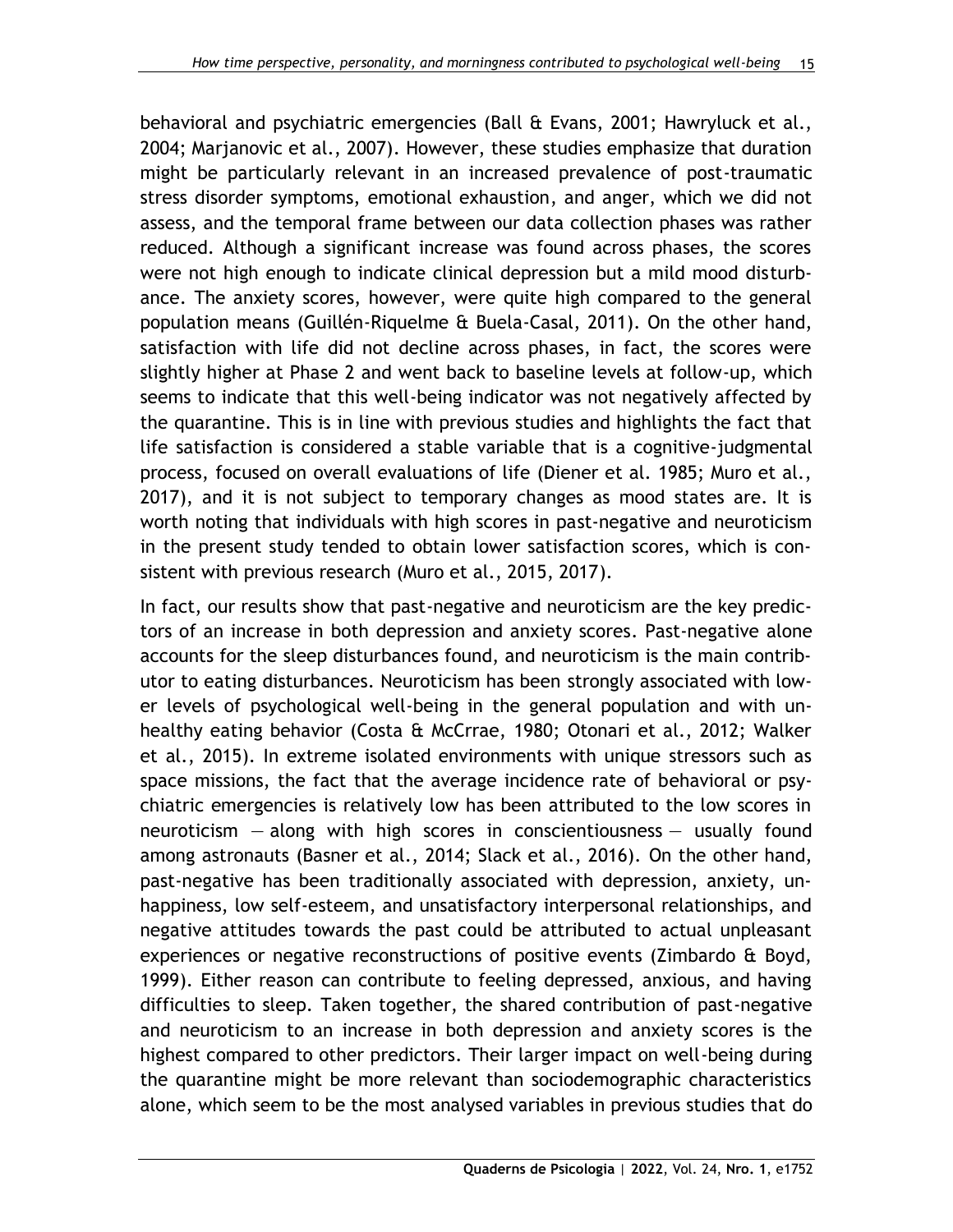behavioral and psychiatric emergencies (Ball & Evans, 2001; Hawryluck et al., 2004; Marjanovic et al., 2007). However, these studies emphasize that duration might be particularly relevant in an increased prevalence of post-traumatic stress disorder symptoms, emotional exhaustion, and anger, which we did not assess, and the temporal frame between our data collection phases was rather reduced. Although a significant increase was found across phases, the scores were not high enough to indicate clinical depression but a mild mood disturbance. The anxiety scores, however, were quite high compared to the general population means (Guillén-Riquelme & Buela-Casal, 2011). On the other hand, satisfaction with life did not decline across phases, in fact, the scores were slightly higher at Phase 2 and went back to baseline levels at follow-up, which seems to indicate that this well-being indicator was not negatively affected by the quarantine. This is in line with previous studies and highlights the fact that life satisfaction is considered a stable variable that is a cognitive-judgmental process, focused on overall evaluations of life (Diener et al. 1985; Muro et al., 2017), and it is not subject to temporary changes as mood states are. It is worth noting that individuals with high scores in past-negative and neuroticism in the present study tended to obtain lower satisfaction scores, which is consistent with previous research (Muro et al., 2015, 2017).

In fact, our results show that past-negative and neuroticism are the key predictors of an increase in both depression and anxiety scores. Past-negative alone accounts for the sleep disturbances found, and neuroticism is the main contributor to eating disturbances. Neuroticism has been strongly associated with lower levels of psychological well-being in the general population and with unhealthy eating behavior (Costa & McCrrae, 1980; Otonari et al., 2012; Walker et al., 2015). In extreme isolated environments with unique stressors such as space missions, the fact that the average incidence rate of behavioral or psychiatric emergencies is relatively low has been attributed to the low scores in neuroticism — along with high scores in conscientiousness — usually found among astronauts (Basner et al., 2014; Slack et al., 2016). On the other hand, past-negative has been traditionally associated with depression, anxiety, unhappiness, low self-esteem, and unsatisfactory interpersonal relationships, and negative attitudes towards the past could be attributed to actual unpleasant experiences or negative reconstructions of positive events (Zimbardo & Boyd, 1999). Either reason can contribute to feeling depressed, anxious, and having difficulties to sleep. Taken together, the shared contribution of past-negative and neuroticism to an increase in both depression and anxiety scores is the highest compared to other predictors. Their larger impact on well-being during the quarantine might be more relevant than sociodemographic characteristics alone, which seem to be the most analysed variables in previous studies that do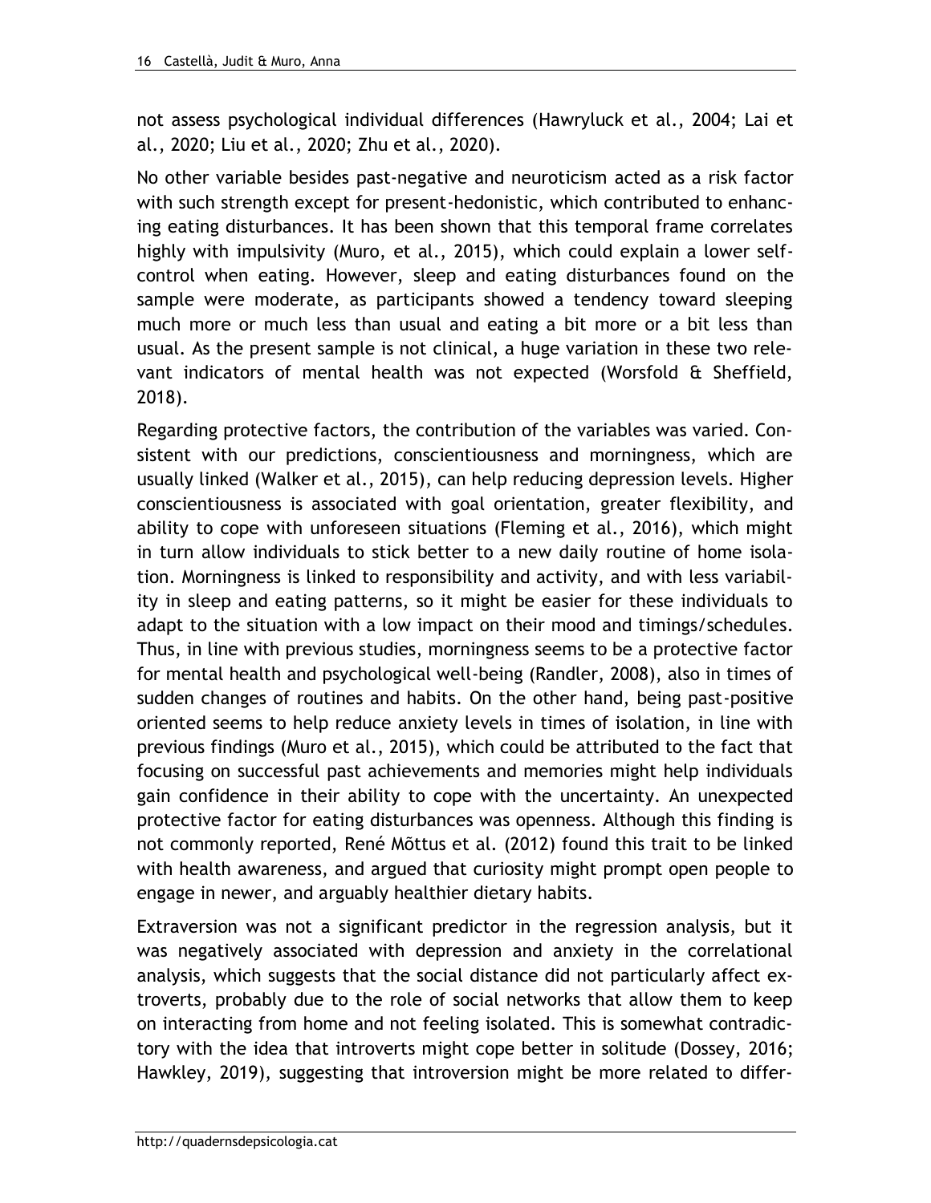not assess psychological individual differences (Hawryluck et al., 2004; Lai et al., 2020; Liu et al., 2020; Zhu et al., 2020).

No other variable besides past-negative and neuroticism acted as a risk factor with such strength except for present-hedonistic, which contributed to enhancing eating disturbances. It has been shown that this temporal frame correlates highly with impulsivity (Muro, et al., 2015), which could explain a lower self-control when eating. However, sleep and eating disturbances found on the sample were moderate, as participants showed a tendency toward sleeping much more or much less than usual and eating a bit more or a bit less than usual. As the present sample is not clinical, a huge variation in these two relevant indicators of mental health was not expected (Worsfold & Sheffield, 2018).

Regarding protective factors, the contribution of the variables was varied. Consistent with our predictions, conscientiousness and morningness, which are usually linked (Walker et al., 2015), can help reducing depression levels. Higher conscientiousness is associated with goal orientation, greater flexibility, and ability to cope with unforeseen situations (Fleming et al., 2016), which might in turn allow individuals to stick better to a new daily routine of home isolation. Morningness is linked to responsibility and activity, and with less variability in sleep and eating patterns, so it might be easier for these individuals to adapt to the situation with a low impact on their mood and timings/schedules. Thus, in line with previous studies, morningness seems to be a protective factor for mental health and psychological well-being (Randler, 2008), also in times of sudden changes of routines and habits. On the other hand, being past-positive oriented seems to help reduce anxiety levels in times of isolation, in line with previous findings (Muro et al., 2015), which could be attributed to the fact that focusing on successful past achievements and memories might help individuals gain confidence in their ability to cope with the uncertainty. An unexpected protective factor for eating disturbances was openness. Although this finding is not commonly reported, René Mõttus et al. (2012) found this trait to be linked with health awareness, and argued that curiosity might prompt open people to engage in newer, and arguably healthier dietary habits.

Extraversion was not a significant predictor in the regression analysis, but it was negatively associated with depression and anxiety in the correlational analysis, which suggests that the social distance did not particularly affect extroverts, probably due to the role of social networks that allow them to keep on interacting from home and not feeling isolated. This is somewhat contradictory with the idea that introverts might cope better in solitude (Dossey, 2016; Hawkley, 2019), suggesting that introversion might be more related to differ-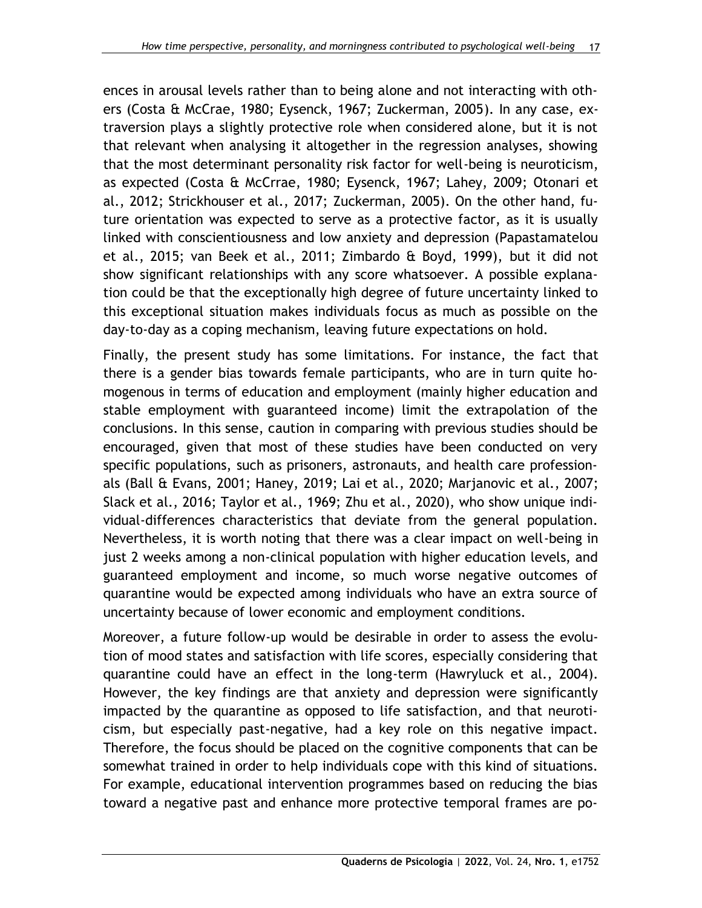ences in arousal levels rather than to being alone and not interacting with others (Costa & McCrae, 1980; Eysenck, 1967; Zuckerman, 2005). In any case, extraversion plays a slightly protective role when considered alone, but it is not that relevant when analysing it altogether in the regression analyses, showing that the most determinant personality risk factor for well-being is neuroticism, as expected (Costa & McCrrae, 1980; Eysenck, 1967; Lahey, 2009; Otonari et al., 2012; Strickhouser et al., 2017; Zuckerman, 2005). On the other hand, future orientation was expected to serve as a protective factor, as it is usually linked with conscientiousness and low anxiety and depression (Papastamatelou et al., 2015; van Beek et al., 2011; Zimbardo & Boyd, 1999), but it did not show significant relationships with any score whatsoever. A possible explanation could be that the exceptionally high degree of future uncertainty linked to this exceptional situation makes individuals focus as much as possible on the day-to-day as a coping mechanism, leaving future expectations on hold.

Finally, the present study has some limitations. For instance, the fact that there is a gender bias towards female participants, who are in turn quite homogenous in terms of education and employment (mainly higher education and stable employment with guaranteed income) limit the extrapolation of the conclusions. In this sense, caution in comparing with previous studies should be encouraged, given that most of these studies have been conducted on very specific populations, such as prisoners, astronauts, and health care professionals (Ball & Evans, 2001; Haney, 2019; Lai et al., 2020; Marjanovic et al., 2007; Slack et al., 2016; Taylor et al., 1969; Zhu et al., 2020), who show unique individual-differences characteristics that deviate from the general population. Nevertheless, it is worth noting that there was a clear impact on well-being in just 2 weeks among a non-clinical population with higher education levels, and guaranteed employment and income, so much worse negative outcomes of quarantine would be expected among individuals who have an extra source of uncertainty because of lower economic and employment conditions.

Moreover, a future follow-up would be desirable in order to assess the evolution of mood states and satisfaction with life scores, especially considering that quarantine could have an effect in the long-term (Hawryluck et al., 2004). However, the key findings are that anxiety and depression were significantly impacted by the quarantine as opposed to life satisfaction, and that neuroticism, but especially past-negative, had a key role on this negative impact. Therefore, the focus should be placed on the cognitive components that can be somewhat trained in order to help individuals cope with this kind of situations. For example, educational intervention programmes based on reducing the bias toward a negative past and enhance more protective temporal frames are po-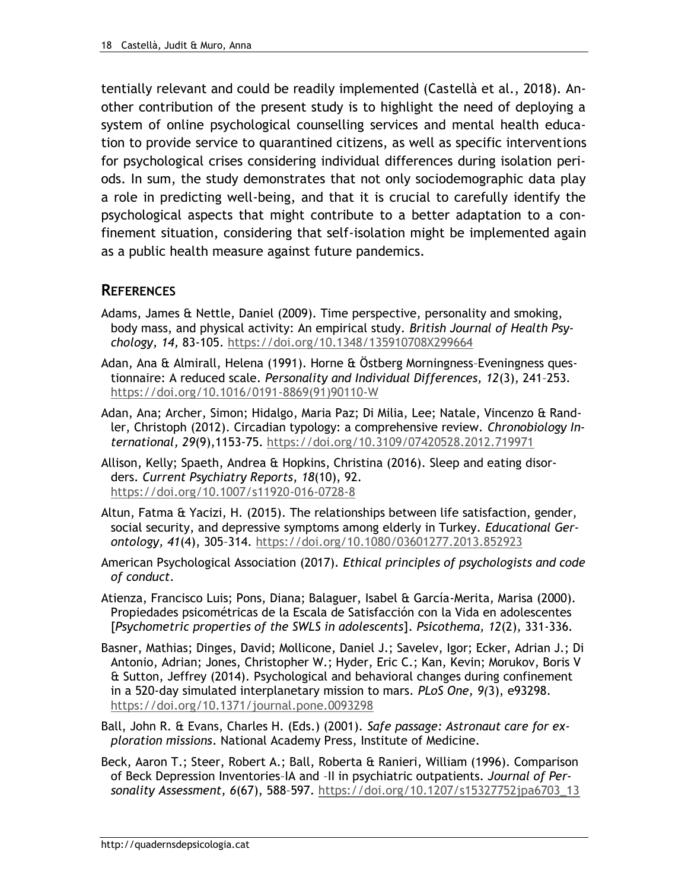tentially relevant and could be readily implemented (Castellà et al., 2018). Another contribution of the present study is to highlight the need of deploying a system of online psychological counselling services and mental health education to provide service to quarantined citizens, as well as specific interventions for psychological crises considering individual differences during isolation periods. In sum, the study demonstrates that not only sociodemographic data play a role in predicting well-being, and that it is crucial to carefully identify the psychological aspects that might contribute to a better adaptation to a confinement situation, considering that self-isolation might be implemented again as a public health measure against future pandemics.

## REFERENCES

Adams, James & Nettle, Daniel (2009). Time perspective, personality and smoking, body mass, and physical activity: An empirical study. *British Journal of Health Psychology, 14,* 83-105. https://doi.org/10.1348/135910708X299664

Adan, Ana & Almirall, Helena (1991). Horne & Östberg Morningness–Eveningness questionnaire: A reduced scale. *Personality and Individual Differences, 12*(3), 241–253. https://doi.org/10.1016/0191-8869(91)90110-W

Adan, Ana; Archer, Simon; Hidalgo, Maria Paz; Di Milia, Lee; Natale, Vincenzo & Randler, Christoph (2012). Circadian typology: a comprehensive review. *Chronobiology International, 29*(9),1153-75. https://doi.org/10.3109/07420528.2012.719971

Allison, Kelly; Spaeth, Andrea & Hopkins, Christina (2016). Sleep and eating disorders. *Current Psychiatry Reports, 18*(10), 92. https://doi.org/10.1007/s11920-016-0728-8

Altun, Fatma & Yacizi, H. (2015). The relationships between life satisfaction, gender, social security, and depressive symptoms among elderly in Turkey. *Educational Gerontology, 41*(4), 305–314. https://doi.org/10.1080/03601277.2013.852923

American Psychological Association (2017). *Ethical principles of psychologists and code of conduct*.

Atienza, Francisco Luis; Pons, Diana; Balaguer, Isabel & García-Merita, Marisa (2000). Propiedades psicométricas de la Escala de Satisfacción con la Vida en adolescentes [*Psychometric properties of the SWLS in adolescents*]. *Psicothema, 12*(2), 331-336.

Basner, Mathias; Dinges, David; Mollicone, Daniel J.; Savelev, Igor; Ecker, Adrian J.; Di Antonio, Adrian; Jones, Christopher W.; Hyder, Eric C.; Kan, Kevin; Morukov, Boris V & Sutton, Jeffrey (2014). Psychological and behavioral changes during confinement in a 520-day simulated interplanetary mission to mars. *PLoS One, 9(*3), e93298. https://doi.org/10.1371/journal.pone.0093298

Ball, John R. & Evans, Charles H. (Eds.) (2001). *Safe passage: Astronaut care for exploration missions*. National Academy Press, Institute of Medicine.

Beck, Aaron T.; Steer, Robert A.; Ball, Roberta & Ranieri, William (1996). Comparison of Beck Depression Inventories–IA and –II in psychiatric outpatients. *Journal of Personality Assessment, 6*(67), 588–597. https://doi.org/10.1207/s15327752jpa6703_13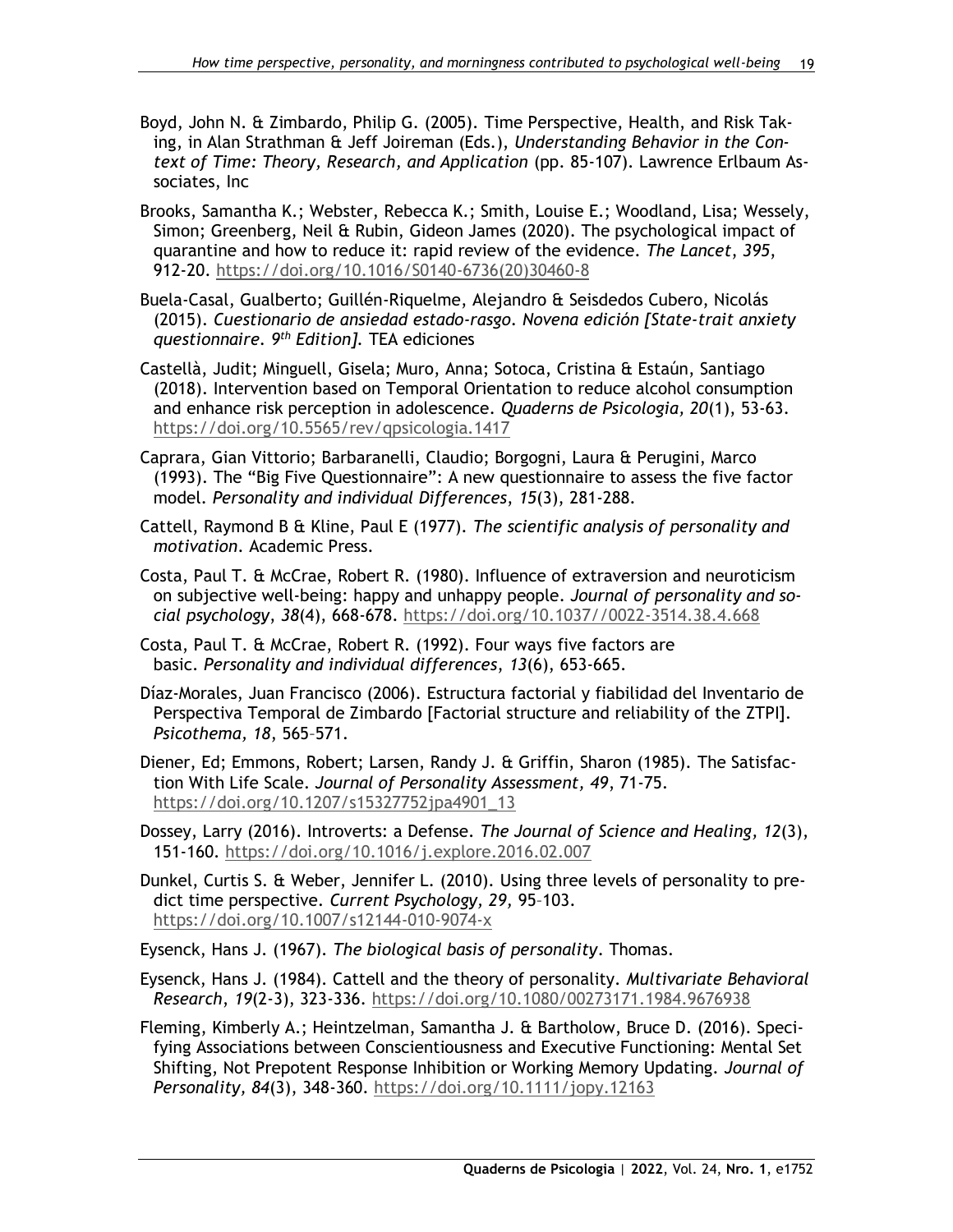Boyd, John N. & Zimbardo, Philip G. (2005). Time Perspective, Health, and Risk Taking, in Alan Strathman & Jeff Joireman (Eds.), *Understanding Behavior in the Context of Time: Theory, Research, and Application* (pp. 85-107). Lawrence Erlbaum Associates, Inc

Brooks, Samantha K.; Webster, Rebecca K.; Smith, Louise E.; Woodland, Lisa; Wessely, Simon; Greenberg, Neil & Rubin, Gideon James (2020). The psychological impact of quarantine and how to reduce it: rapid review of the evidence. *The Lancet, 395*, 912-20. https://doi.org/10.1016/S0140-6736(20)30460-8

Buela-Casal, Gualberto; Guillén-Riquelme, Alejandro & Seisdedos Cubero, Nicolás (2015). *Cuestionario de ansiedad estado-rasgo. Novena edición [State-trait anxiety questionnaire. 9th Edition].* TEA ediciones

Castellà, Judit; Minguell, Gisela; Muro, Anna; Sotoca, Cristina & Estaún, Santiago (2018). Intervention based on Temporal Orientation to reduce alcohol consumption and enhance risk perception in adolescence. *Quaderns de Psicologia, 20*(1), 53-63. https://doi.org/10.5565/rev/qpsicologia.1417

Caprara, Gian Vittorio; Barbaranelli, Claudio; Borgogni, Laura & Perugini, Marco (1993). The "Big Five Questionnaire": A new questionnaire to assess the five factor model. *Personality and individual Differences*, *15*(3), 281-288.

Cattell, Raymond B & Kline, Paul E (1977). *The scientific analysis of personality and motivation*. Academic Press.

Costa, Paul T. & McCrae, Robert R. (1980). Influence of extraversion and neuroticism on subjective well-being: happy and unhappy people. *Journal of personality and social psychology*, *38*(4), 668-678. https://doi.org/10.1037//0022-3514.38.4.668

Costa, Paul T. & McCrae, Robert R. (1992). Four ways five factors are basic. *Personality and individual differences*, *13*(6), 653-665.

Díaz-Morales, Juan Francisco (2006). Estructura factorial y fiabilidad del Inventario de Perspectiva Temporal de Zimbardo [Factorial structure and reliability of the ZTPI]. *Psicothema, 18*, 565–571.

Diener, Ed; Emmons, Robert; Larsen, Randy J. & Griffin, Sharon (1985). The Satisfaction With Life Scale. *Journal of Personality Assessment, 49*, 71-75. https://doi.org/10.1207/s15327752jpa4901_13

Dossey, Larry (2016). Introverts: a Defense. *The Journal of Science and Healing, 12*(3), 151-160. https://doi.org/10.1016/j.explore.2016.02.007

Dunkel, Curtis S. & Weber, Jennifer L. (2010). Using three levels of personality to predict time perspective. *Current Psychology, 29,* 95–103. https://doi.org/10.1007/s12144-010-9074-x

Eysenck, Hans J. (1967). *The biological basis of personality*. Thomas.

Eysenck, Hans J. (1984). Cattell and the theory of personality. *Multivariate Behavioral Research*, *19*(2-3), 323-336. https://doi.org/10.1080/00273171.1984.9676938

Fleming, Kimberly A.; Heintzelman, Samantha J. & Bartholow, Bruce D. (2016). Specifying Associations between Conscientiousness and Executive Functioning: Mental Set Shifting, Not Prepotent Response Inhibition or Working Memory Updating. *Journal of Personality, 84*(3), 348-360. https://doi.org/10.1111/jopy.12163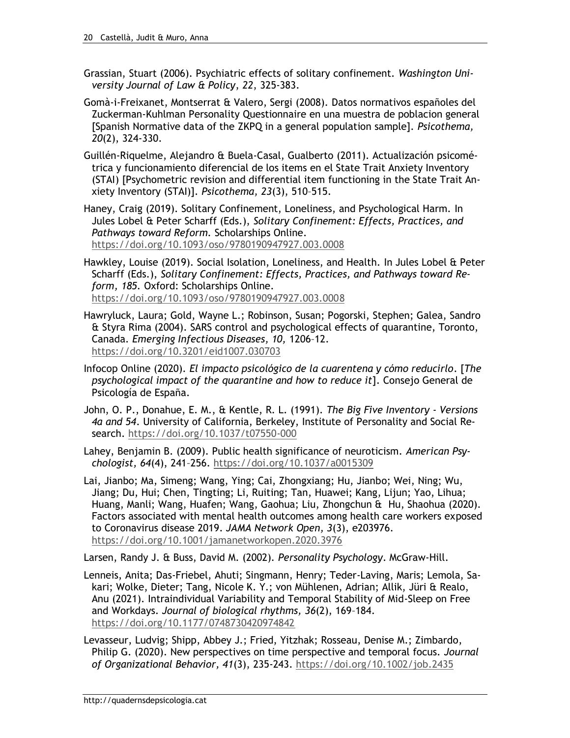Grassian, Stuart (2006). Psychiatric effects of solitary confinement. *Washington University Journal of Law & Policy*, *22*, 325-383.

Gomà-i-Freixanet, Montserrat & Valero, Sergi (2008). Datos normativos españoles del Zuckerman-Kuhlman Personality Questionnaire en una muestra de poblacion general [Spanish Normative data of the ZKPQ in a general population sample]. *Psicothema, 20*(2), 324-330.

Guillén-Riquelme, Alejandro & Buela-Casal, Gualberto (2011). Actualización psicométrica y funcionamiento diferencial de los ítems en el State Trait Anxiety Inventory (STAI) [Psychometric revision and differential item functioning in the State Trait Anxiety Inventory (STAI)]. *Psicothema, 23*(3), 510–515.

Haney, Craig (2019). Solitary Confinement, Loneliness, and Psychological Harm. In Jules Lobel & Peter Scharff (Eds.), *Solitary Confinement: Effects, Practices, and Pathways toward Reform.* Scholarships Online. https://doi.org/10.1093/oso/9780190947927.003.0008

Hawkley, Louise (2019). Social Isolation, Loneliness, and Health. In Jules Lobel & Peter Scharff (Eds.), *Solitary Confinement: Effects, Practices, and Pathways toward Reform, 185.* Oxford: Scholarships Online. https://doi.org/10.1093/oso/9780190947927.003.0008

Hawryluck, Laura; Gold, Wayne L.; Robinson, Susan; Pogorski, Stephen; Galea, Sandro & Styra Rima (2004). SARS control and psychological effects of quarantine, Toronto, Canada. *Emerging Infectious Diseases, 10,* 1206–12. https://doi.org/10.3201/eid1007.030703

Infocop Online (2020). *El impacto psicológico de la cuarentena y cómo reducirlo*. [*The psychological impact of the quarantine and how to reduce it*]. Consejo General de Psicología de España.

John, O. P., Donahue, E. M., & Kentle, R. L. (1991). *The Big Five Inventory - Versions 4a and 54*. University of California, Berkeley, Institute of Personality and Social Research. https://doi.org/10.1037/t07550-000

Lahey, Benjamin B. (2009). Public health significance of neuroticism. *American Psychologist, 64*(4), 241–256. https://doi.org/10.1037/a0015309

Lai, Jianbo; Ma, Simeng; Wang, Ying; Cai, Zhongxiang; Hu, Jianbo; Wei, Ning; Wu, Jiang; Du, Hui; Chen, Tingting; Li, Ruiting; Tan, Huawei; Kang, Lijun; Yao, Lihua; Huang, Manli; Wang, Huafen; Wang, Gaohua; Liu, Zhongchun & Hu, Shaohua (2020). Factors associated with mental health outcomes among health care workers exposed to Coronavirus disease 2019. *JAMA Network Open, 3*(3), e203976. https://doi.org/10.1001/jamanetworkopen.2020.3976

Larsen, Randy J. & Buss, David M. (2002). *Personality Psychology*. McGraw-Hill.

Lenneis, Anita; Das-Friebel, Ahuti; Singmann, Henry; Teder-Laving, Maris; Lemola, Sakari; Wolke, Dieter; Tang, Nicole K. Y.; von Mühlenen, Adrian; Allik, Jüri & Realo, Anu (2021). Intraindividual Variability and Temporal Stability of Mid-Sleep on Free and Workdays. *Journal of biological rhythms, 36*(2), 169–184. https://doi.org/10.1177/0748730420974842

Levasseur, Ludvig; Shipp, Abbey J.; Fried, Yitzhak; Rosseau, Denise M.; Zimbardo, Philip G. (2020). New perspectives on time perspective and temporal focus. *Journal of Organizational Behavior*, *41*(3), 235-243. https://doi.org/10.1002/job.2435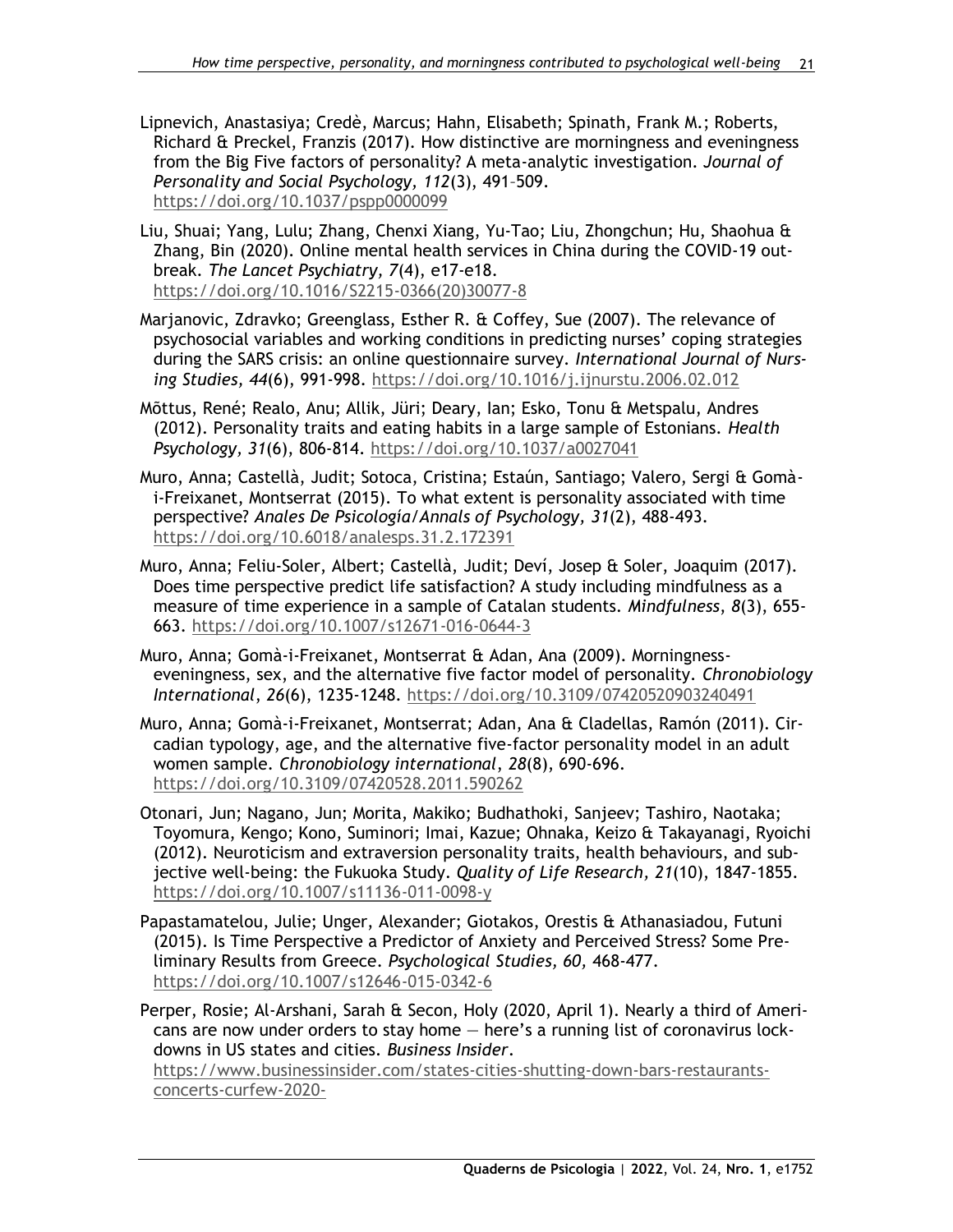Lipnevich, Anastasiya; Credè, Marcus; Hahn, Elisabeth; Spinath, Frank M.; Roberts, Richard & Preckel, Franzis (2017). How distinctive are morningness and eveningness from the Big Five factors of personality? A meta-analytic investigation. *Journal of Personality and Social Psychology, 112*(3), 491–509. https://doi.org/10.1037/pspp0000099

Liu, Shuai; Yang, Lulu; Zhang, Chenxi Xiang, Yu-Tao; Liu, Zhongchun; Hu, Shaohua & Zhang, Bin (2020). Online mental health services in China during the COVID-19 outbreak. *The Lancet Psychiatry, 7*(4), e17-e18. https://doi.org/10.1016/S2215-0366(20)30077-8

Marjanovic, Zdravko; Greenglass, Esther R. & Coffey, Sue (2007). The relevance of psychosocial variables and working conditions in predicting nurses' coping strategies during the SARS crisis: an online questionnaire survey. *International Journal of Nursing Studies, 44*(6), 991-998. https://doi.org/10.1016/j.ijnurstu.2006.02.012

Mõttus, René; Realo, Anu; Allik, Jüri; Deary, Ian; Esko, Tonu & Metspalu, Andres (2012). Personality traits and eating habits in a large sample of Estonians. *Health Psychology, 31*(6), 806-814. https://doi.org/10.1037/a0027041

Muro, Anna; Castellà, Judit; Sotoca, Cristina; Estaún, Santiago; Valero, Sergi & Gomà-i-Freixanet, Montserrat (2015). To what extent is personality associated with time perspective? *Anales De Psicología/Annals of Psychology, 31*(2), 488-493. https://doi.org/10.6018/analesps.31.2.172391

Muro, Anna; Feliu-Soler, Albert; Castellà, Judit; Deví, Josep & Soler, Joaquim (2017). Does time perspective predict life satisfaction? A study including mindfulness as a measure of time experience in a sample of Catalan students. *Mindfulness*, *8*(3), 655-663. https://doi.org/10.1007/s12671-016-0644-3

Muro, Anna; Gomà-i-Freixanet, Montserrat & Adan, Ana (2009). Morningness-eveningness, sex, and the alternative five factor model of personality. *Chronobiology International*, *26*(6), 1235-1248. https://doi.org/10.3109/07420520903240491

Muro, Anna; Gomà-i-Freixanet, Montserrat; Adan, Ana & Cladellas, Ramón (2011). Circadian typology, age, and the alternative five-factor personality model in an adult women sample. *Chronobiology international*, *28*(8), 690-696. https://doi.org/10.3109/07420528.2011.590262

Otonari, Jun; Nagano, Jun; Morita, Makiko; Budhathoki, Sanjeev; Tashiro, Naotaka; Toyomura, Kengo; Kono, Suminori; Imai, Kazue; Ohnaka, Keizo & Takayanagi, Ryoichi (2012). Neuroticism and extraversion personality traits, health behaviours, and subjective well-being: the Fukuoka Study. *Quality of Life Research, 21*(10), 1847-1855. https://doi.org/10.1007/s11136-011-0098-y

Papastamatelou, Julie; Unger, Alexander; Giotakos, Orestis & Athanasiadou, Futuni (2015). Is Time Perspective a Predictor of Anxiety and Perceived Stress? Some Preliminary Results from Greece. *Psychological Studies, 60,* 468-477. https://doi.org/10.1007/s12646-015-0342-6

Perper, Rosie; Al-Arshani, Sarah & Secon, Holy (2020, April 1). Nearly a third of Americans are now under orders to stay home — here's a running list of coronavirus lockdowns in US states and cities. *Business Insider*. https://www.businessinsider.com/states-cities-shutting-down-bars-restaurants-concerts-curfew-2020-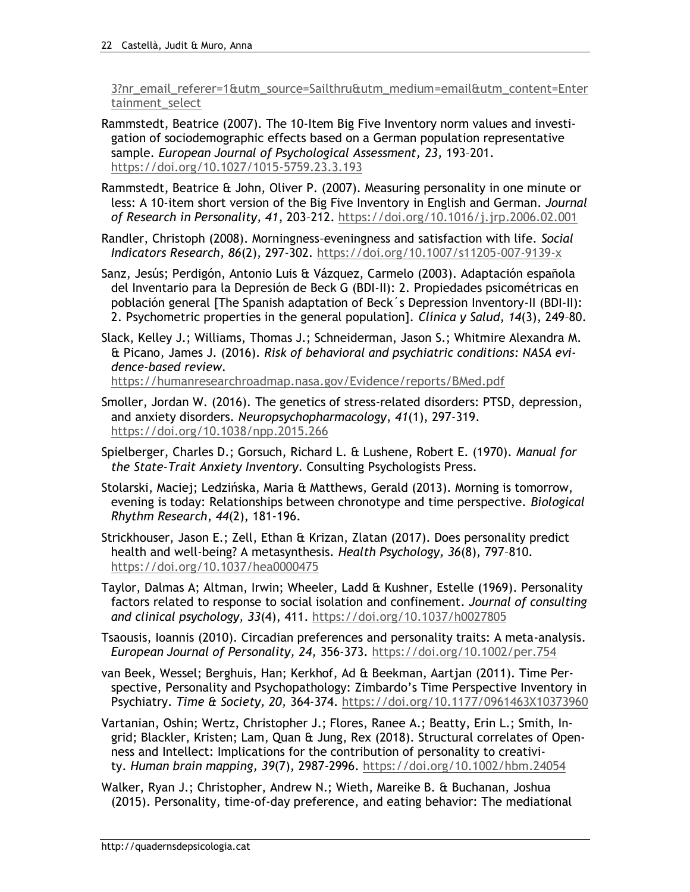3?nr_email_referer=1&utm_source=Sailthru&utm_medium=email&utm_content=Entertainment_select

Rammstedt, Beatrice (2007). The 10-Item Big Five Inventory norm values and investigation of sociodemographic effects based on a German population representative sample. *European Journal of Psychological Assessment, 23,* 193–201. https://doi.org/10.1027/1015-5759.23.3.193

Rammstedt, Beatrice & John, Oliver P. (2007). Measuring personality in one minute or less: A 10-item short version of the Big Five Inventory in English and German. *Journal of Research in Personality, 41*, 203–212. https://doi.org/10.1016/j.jrp.2006.02.001

Randler, Christoph (2008). Morningness–eveningness and satisfaction with life. *Social Indicators Research, 86*(2), 297-302. https://doi.org/10.1007/s11205-007-9139-x

Sanz, Jesús; Perdigón, Antonio Luis & Vázquez, Carmelo (2003). Adaptación española del Inventario para la Depresión de Beck G (BDI-II): 2. Propiedades psicométricas en población general [The Spanish adaptation of Beck´s Depression Inventory-II (BDI-II): 2. Psychometric properties in the general population]. *Clínica y Salud, 14*(3), 249–80.

Slack, Kelley J.; Williams, Thomas J.; Schneiderman, Jason S.; Whitmire Alexandra M. & Picano, James J. (2016). *Risk of behavioral and psychiatric conditions: NASA evidence-based review*. https://humanresearchroadmap.nasa.gov/Evidence/reports/BMed.pdf

Smoller, Jordan W. (2016). The genetics of stress-related disorders: PTSD, depression, and anxiety disorders. *Neuropsychopharmacology*, *41*(1), 297-319. https://doi.org/10.1038/npp.2015.266

Spielberger, Charles D.; Gorsuch, Richard L. & Lushene, Robert E. (1970). *Manual for the State-Trait Anxiety Inventory*. Consulting Psychologists Press.

Stolarski, Maciej; Ledzińska, Maria & Matthews, Gerald (2013). Morning is tomorrow, evening is today: Relationships between chronotype and time perspective. *Biological Rhythm Research*, *44*(2), 181-196.

Strickhouser, Jason E.; Zell, Ethan & Krizan, Zlatan (2017). Does personality predict health and well-being? A metasynthesis. *Health Psychology, 36*(8), 797–810. https://doi.org/10.1037/hea0000475

Taylor, Dalmas A; Altman, Irwin; Wheeler, Ladd & Kushner, Estelle (1969). Personality factors related to response to social isolation and confinement. *Journal of consulting and clinical psychology, 33*(4), 411. https://doi.org/10.1037/h0027805

Tsaousis, Ioannis (2010). Circadian preferences and personality traits: A meta-analysis. *European Journal of Personality, 24,* 356-373. https://doi.org/10.1002/per.754

van Beek, Wessel; Berghuis, Han; Kerkhof, Ad & Beekman, Aartjan (2011). Time Perspective, Personality and Psychopathology: Zimbardo's Time Perspective Inventory in Psychiatry. *Time & Society, 20,* 364-374. https://doi.org/10.1177/0961463X10373960

Vartanian, Oshin; Wertz, Christopher J.; Flores, Ranee A.; Beatty, Erin L.; Smith, Ingrid; Blackler, Kristen; Lam, Quan & Jung, Rex (2018). Structural correlates of Openness and Intellect: Implications for the contribution of personality to creativity. *Human brain mapping, 39*(7), 2987-2996. https://doi.org/10.1002/hbm.24054

Walker, Ryan J.; Christopher, Andrew N.; Wieth, Mareike B. & Buchanan, Joshua (2015). Personality, time-of-day preference, and eating behavior: The mediational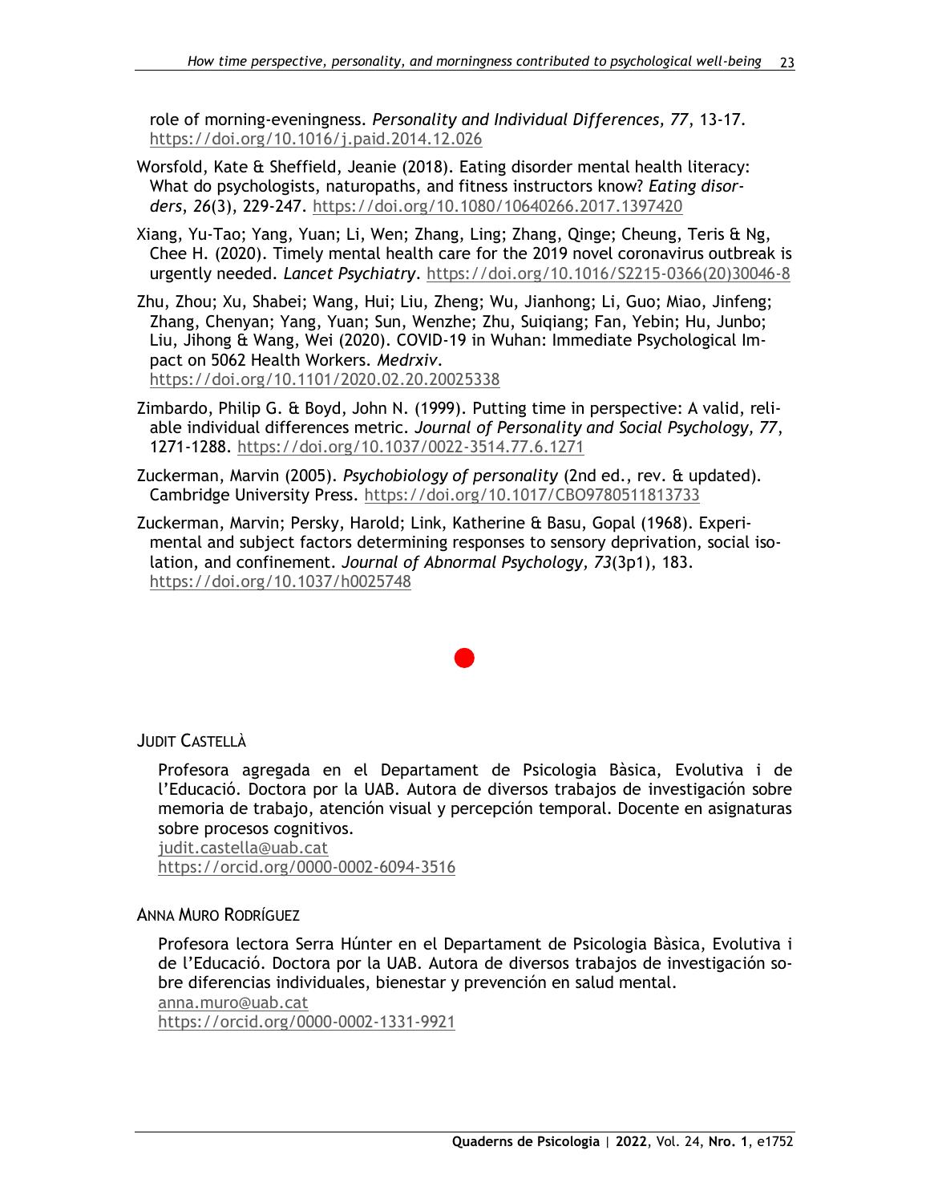role of morning-eveningness. *Personality and Individual Differences, 77*, 13-17. https://doi.org/10.1016/j.paid.2014.12.026

Worsfold, Kate & Sheffield, Jeanie (2018). Eating disorder mental health literacy: What do psychologists, naturopaths, and fitness instructors know? *Eating disorders*, *26*(3), 229-247. https://doi.org/10.1080/10640266.2017.1397420

Xiang, Yu-Tao; Yang, Yuan; Li, Wen; Zhang, Ling; Zhang, Qinge; Cheung, Teris & Ng, Chee H. (2020). Timely mental health care for the 2019 novel coronavirus outbreak is urgently needed. *Lancet Psychiatry*. https://doi.org/10.1016/S2215-0366(20)30046-8

Zhu, Zhou; Xu, Shabei; Wang, Hui; Liu, Zheng; Wu, Jianhong; Li, Guo; Miao, Jinfeng; Zhang, Chenyan; Yang, Yuan; Sun, Wenzhe; Zhu, Suiqiang; Fan, Yebin; Hu, Junbo; Liu, Jihong & Wang, Wei (2020). COVID-19 in Wuhan: Immediate Psychological Impact on 5062 Health Workers. *Medrxiv*. https://doi.org/10.1101/2020.02.20.20025338

Zimbardo, Philip G. & Boyd, John N. (1999). Putting time in perspective: A valid, reliable individual differences metric. *Journal of Personality and Social Psychology, 77*, 1271-1288. https://doi.org/10.1037/0022-3514.77.6.1271

Zuckerman, Marvin (2005). *Psychobiology of personality* (2nd ed., rev. & updated). Cambridge University Press. https://doi.org/10.1017/CBO9780511813733

Zuckerman, Marvin; Persky, Harold; Link, Katherine & Basu, Gopal (1968). Experimental and subject factors determining responses to sensory deprivation, social isolation, and confinement. *Journal of Abnormal Psychology, 73*(3p1), 183. https://doi.org/10.1037/h0025748

JUDIT CASTELLÀ

Profesora agregada en el Departament de Psicologia Bàsica, Evolutiva i de l'Educació. Doctora por la UAB. Autora de diversos trabajos de investigación sobre memoria de trabajo, atención visual y percepción temporal. Docente en asignaturas sobre procesos cognitivos.
judit.castella@uab.cat
https://orcid.org/0000-0002-6094-3516

ANNA MURO RODRÍGUEZ

Profesora lectora Serra Húnter en el Departament de Psicologia Bàsica, Evolutiva i de l'Educació. Doctora por la UAB. Autora de diversos trabajos de investigación sobre diferencias individuales, bienestar y prevención en salud mental.
anna.muro@uab.cat
https://orcid.org/0000-0002-1331-9921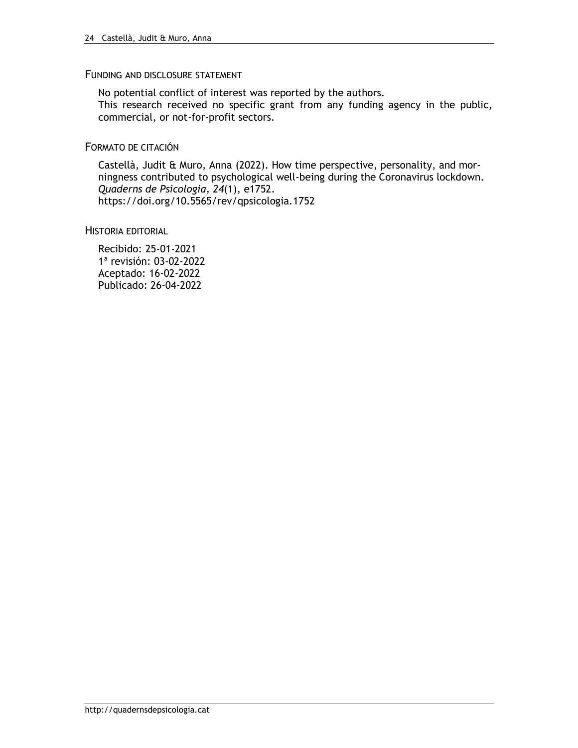## Funding and disclosure statement

No potential conflict of interest was reported by the authors.
This research received no specific grant from any funding agency in the public, commercial, or not-for-profit sectors.

## Formato de citación

Castellà, Judit & Muro, Anna (2022). How time perspective, personality, and morningness contributed to psychological well-being during the Coronavirus lockdown. *Quaderns de Psicologia, 24*(1), e1752. https://doi.org/10.5565/rev/qpsicologia.1752

## Historia editorial

Recibido: 25-01-2021
1ª revisión: 03-02-2022
Aceptado: 16-02-2022
Publicado: 26-04-2022